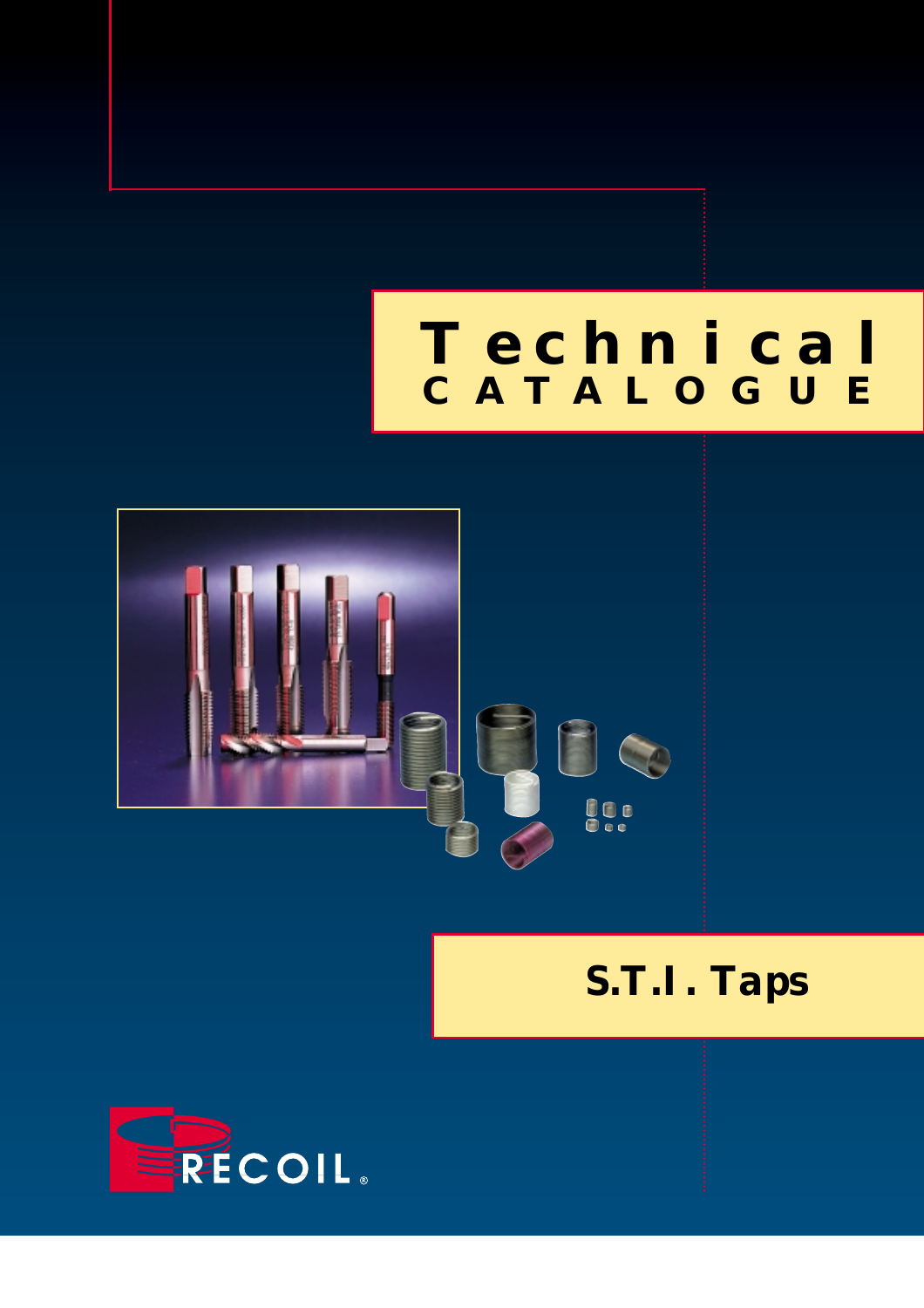# Technical CATALOGUE

## S.T.I. Taps

RECOIL®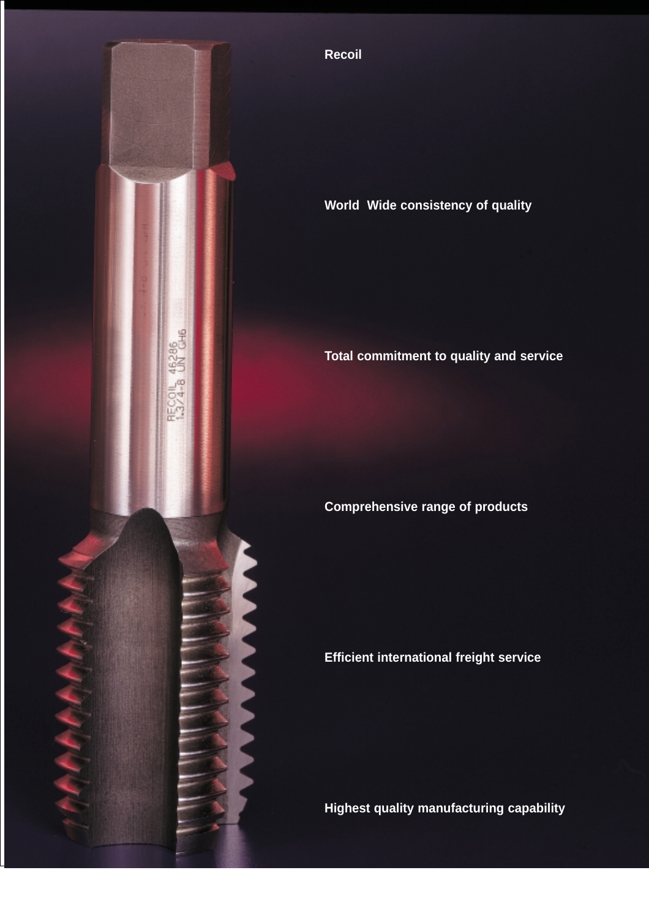**Recoil**

**World  Wide consistency of quality**

**Total commitment to quality and service**

**Comprehensive range of products**

**Efficient international freight service**

**Highest quality manufacturing capability**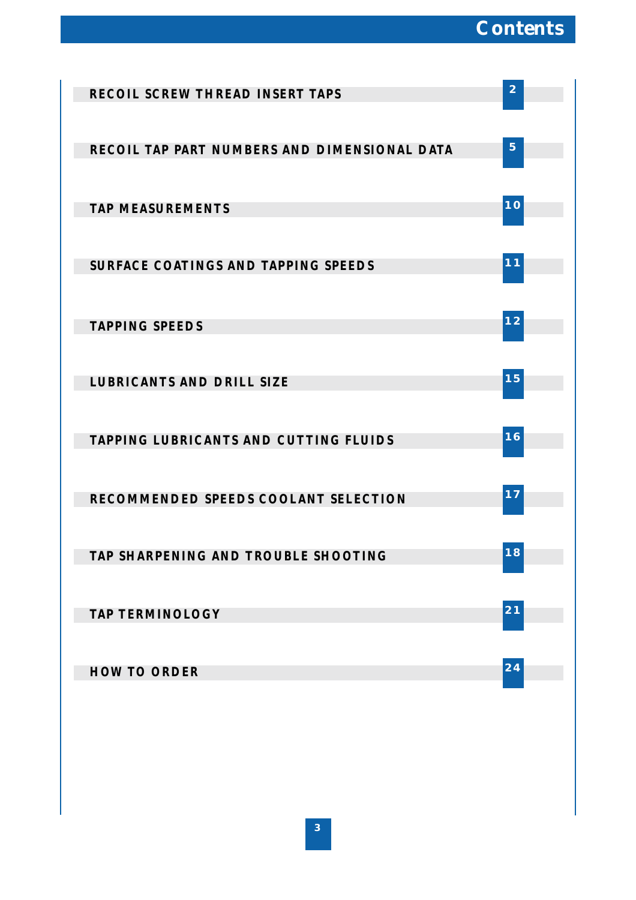# Contents

| | |
|---|---|
| RECOIL SCREW THREAD INSERT TAPS | 2 |
| RECOIL TAP PART NUMBERS AND DIMENSIONAL DATA | 5 |
| TAP MEASUREMENTS | 10 |
| SURFACE COATINGS AND TAPPING SPEEDS | 11 |
| TAPPING SPEEDS | 12 |
| LUBRICANTS AND DRILL SIZE | 15 |
| TAPPING LUBRICANTS AND CUTTING FLUIDS | 16 |
| RECOMMENDED SPEEDS COOLANT SELECTION | 17 |
| TAP SHARPENING AND TROUBLE SHOOTING | 18 |
| TAP TERMINOLOGY | 21 |
| HOW TO ORDER | 24 |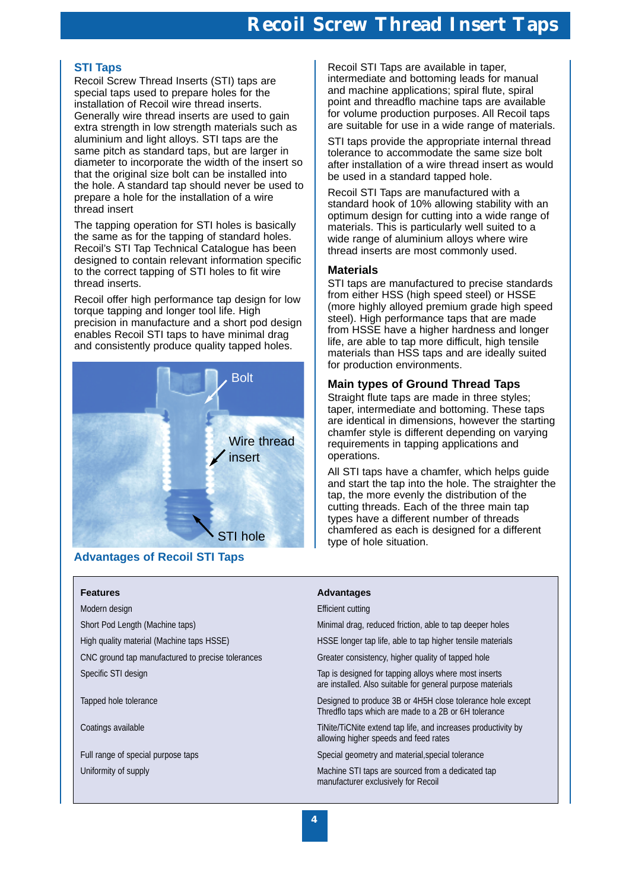# Recoil Screw Thread Insert Taps

## STI Taps

Recoil Screw Thread Inserts (STI) taps are special taps used to prepare holes for the installation of Recoil wire thread inserts. Generally wire thread inserts are used to gain extra strength in low strength materials such as aluminium and light alloys. STI taps are the same pitch as standard taps, but are larger in diameter to incorporate the width of the insert so that the original size bolt can be installed into the hole. A standard tap should never be used to prepare a hole for the installation of a wire thread insert

The tapping operation for STI holes is basically the same as for the tapping of standard holes. Recoil's STI Tap Technical Catalogue has been designed to contain relevant information specific to the correct tapping of STI holes to fit wire thread inserts.

Recoil offer high performance tap design for low torque tapping and longer tool life. High precision in manufacture and a short pod design enables Recoil STI taps to have minimal drag and consistently produce quality tapped holes.

Bolt

Wire thread insert

STI hole

Recoil STI Taps are available in taper, intermediate and bottoming leads for manual and machine applications; spiral flute, spiral point and threadflo machine taps are available for volume production purposes. All Recoil taps are suitable for use in a wide range of materials.

STI taps provide the appropriate internal thread tolerance to accommodate the same size bolt after installation of a wire thread insert as would be used in a standard tapped hole.

Recoil STI Taps are manufactured with a standard hook of 10% allowing stability with an optimum design for cutting into a wide range of materials. This is particularly well suited to a wide range of aluminium alloys where wire thread inserts are most commonly used.

### Materials

STI taps are manufactured to precise standards from either HSS (high speed steel) or HSSE (more highly alloyed premium grade high speed steel). High performance taps that are made from HSSE have a higher hardness and longer life, are able to tap more difficult, high tensile materials than HSS taps and are ideally suited for production environments.

### Main types of Ground Thread Taps

Straight flute taps are made in three styles; taper, intermediate and bottoming. These taps are identical in dimensions, however the starting chamfer style is different depending on varying requirements in tapping applications and operations.

All STI taps have a chamfer, which helps guide and start the tap into the hole. The straighter the tap, the more evenly the distribution of the cutting threads. Each of the three main tap types have a different number of threads chamfered as each is designed for a different type of hole situation.

## Advantages of Recoil STI Taps

| Features | Advantages |
|---|---|
| Modern design | Efficient cutting |
| Short Pod Length (Machine taps) | Minimal drag, reduced friction, able to tap deeper holes |
| High quality material (Machine taps HSSE) | HSSE longer tap life, able to tap higher tensile materials |
| CNC ground tap manufactured to precise tolerances | Greater consistency, higher quality of tapped hole |
| Specific STI design | Tap is designed for tapping alloys where most inserts are installed. Also suitable for general purpose materials |
| Tapped hole tolerance | Designed to produce 3B or 4H5H close tolerance hole except Thredflo taps which are made to a 2B or 6H tolerance |
| Coatings available | TiNite/TiCNite extend tap life, and increases productivity by allowing higher speeds and feed rates |
| Full range of special purpose taps | Special geometry and material,special tolerance |
| Uniformity of supply | Machine STI taps are sourced from a dedicated tap manufacturer exclusively for Recoil |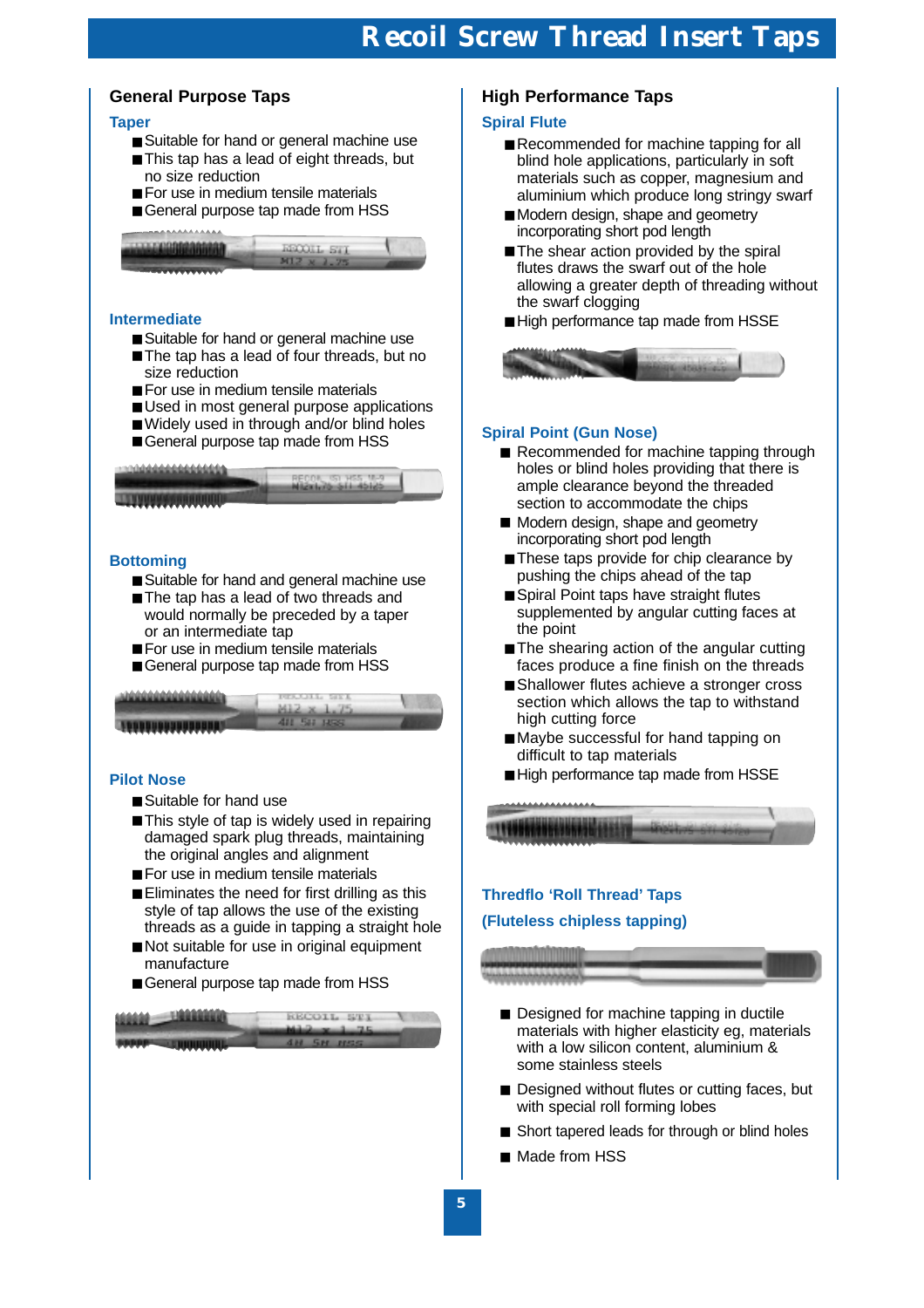# Recoil Screw Thread Insert Taps

## General Purpose Taps

### Taper

- Suitable for hand or general machine use
- This tap has a lead of eight threads, but no size reduction
- For use in medium tensile materials
- General purpose tap made from HSS

### Intermediate

- Suitable for hand or general machine use
- The tap has a lead of four threads, but no size reduction
- For use in medium tensile materials
- Used in most general purpose applications
- Widely used in through and/or blind holes
- General purpose tap made from HSS

### Bottoming

- Suitable for hand and general machine use
- The tap has a lead of two threads and would normally be preceded by a taper or an intermediate tap
- For use in medium tensile materials
- General purpose tap made from HSS

### Pilot Nose

- Suitable for hand use
- This style of tap is widely used in repairing damaged spark plug threads, maintaining the original angles and alignment
- For use in medium tensile materials
- Eliminates the need for first drilling as this style of tap allows the use of the existing threads as a guide in tapping a straight hole
- Not suitable for use in original equipment manufacture
- General purpose tap made from HSS

## High Performance Taps

### Spiral Flute

- Recommended for machine tapping for all blind hole applications, particularly in soft materials such as copper, magnesium and aluminium which produce long stringy swarf
- Modern design, shape and geometry incorporating short pod length
- The shear action provided by the spiral flutes draws the swarf out of the hole allowing a greater depth of threading without the swarf clogging
- High performance tap made from HSSE

### Spiral Point (Gun Nose)

- Recommended for machine tapping through holes or blind holes providing that there is ample clearance beyond the threaded section to accommodate the chips
- Modern design, shape and geometry incorporating short pod length
- These taps provide for chip clearance by pushing the chips ahead of the tap
- Spiral Point taps have straight flutes supplemented by angular cutting faces at the point
- The shearing action of the angular cutting faces produce a fine finish on the threads
- Shallower flutes achieve a stronger cross section which allows the tap to withstand high cutting force
- Maybe successful for hand tapping on difficult to tap materials
- High performance tap made from HSSE

### Thredflo 'Roll Thread' Taps

### (Fluteless chipless tapping)

- Designed for machine tapping in ductile materials with higher elasticity eg, materials with a low silicon content, aluminium & some stainless steels
- Designed without flutes or cutting faces, but with special roll forming lobes
- Short tapered leads for through or blind holes
- Made from HSS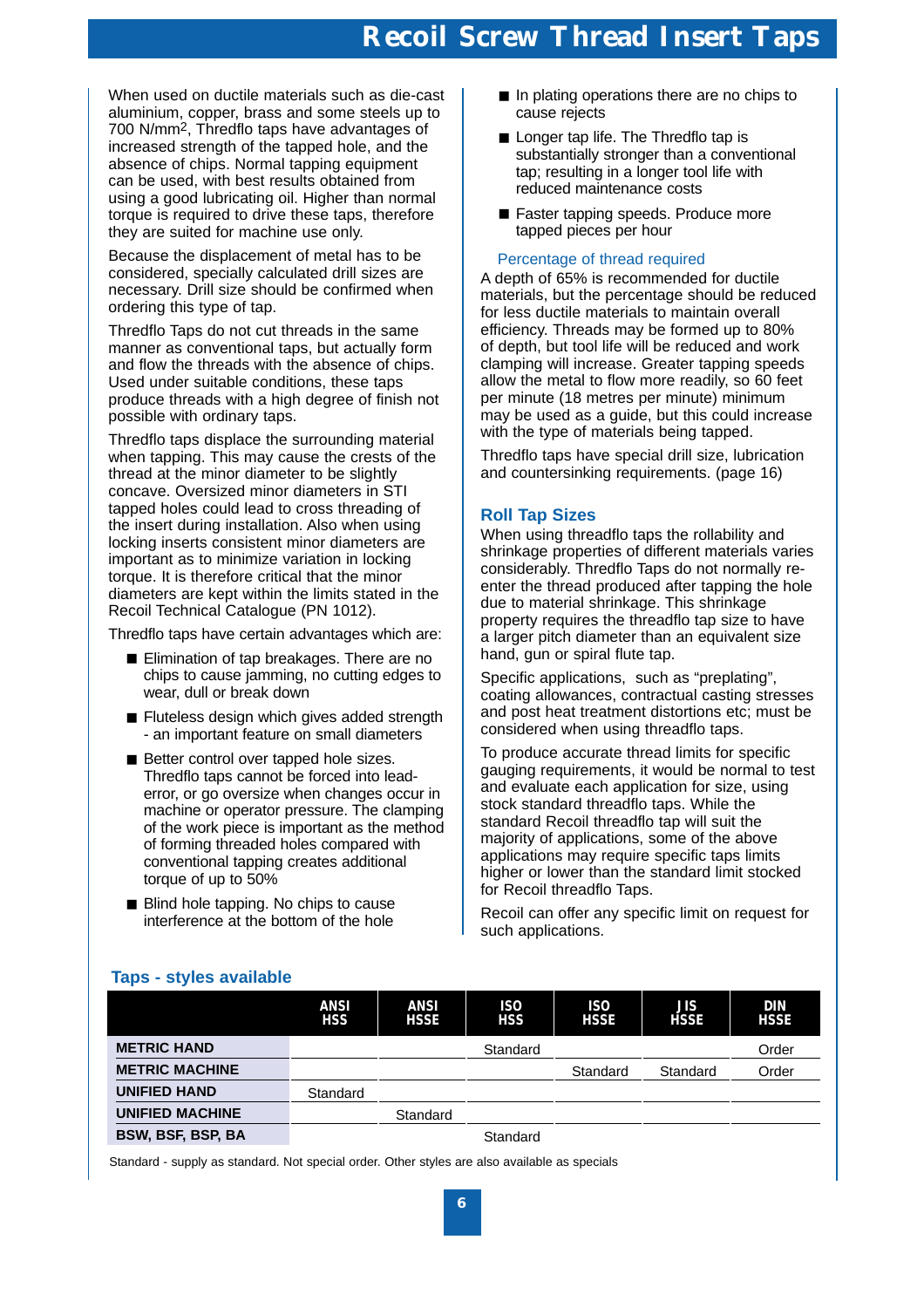# Recoil Screw Thread Insert Taps

When used on ductile materials such as die-cast aluminium, copper, brass and some steels up to 700 N/mm$^2$, Thredflo taps have advantages of increased strength of the tapped hole, and the absence of chips. Normal tapping equipment can be used, with best results obtained from using a good lubricating oil. Higher than normal torque is required to drive these taps, therefore they are suited for machine use only.

Because the displacement of metal has to be considered, specially calculated drill sizes are necessary. Drill size should be confirmed when ordering this type of tap.

Thredflo Taps do not cut threads in the same manner as conventional taps, but actually form and flow the threads with the absence of chips. Used under suitable conditions, these taps produce threads with a high degree of finish not possible with ordinary taps.

Thredflo taps displace the surrounding material when tapping. This may cause the crests of the thread at the minor diameter to be slightly concave. Oversized minor diameters in STI tapped holes could lead to cross threading of the insert during installation. Also when using locking inserts consistent minor diameters are important as to minimize variation in locking torque. It is therefore critical that the minor diameters are kept within the limits stated in the Recoil Technical Catalogue (PN 1012).

Thredflo taps have certain advantages which are:

- Elimination of tap breakages. There are no chips to cause jamming, no cutting edges to wear, dull or break down
- Fluteless design which gives added strength - an important feature on small diameters
- Better control over tapped hole sizes. Thredflo taps cannot be forced into lead-error, or go oversize when changes occur in machine or operator pressure. The clamping of the work piece is important as the method of forming threaded holes compared with conventional tapping creates additional torque of up to 50%
- Blind hole tapping. No chips to cause interference at the bottom of the hole
- In plating operations there are no chips to cause rejects
- Longer tap life. The Thredflo tap is substantially stronger than a conventional tap; resulting in a longer tool life with reduced maintenance costs
- Faster tapping speeds. Produce more tapped pieces per hour

### Percentage of thread required

A depth of 65% is recommended for ductile materials, but the percentage should be reduced for less ductile materials to maintain overall efficiency. Threads may be formed up to 80% of depth, but tool life will be reduced and work clamping will increase. Greater tapping speeds allow the metal to flow more readily, so 60 feet per minute (18 metres per minute) minimum may be used as a guide, but this could increase with the type of materials being tapped.

Thredflo taps have special drill size, lubrication and countersinking requirements. (page 16)

## Roll Tap Sizes

When using threadflo taps the rollability and shrinkage properties of different materials varies considerably. Thredflo Taps do not normally re-enter the thread produced after tapping the hole due to material shrinkage. This shrinkage property requires the threadflo tap size to have a larger pitch diameter than an equivalent size hand, gun or spiral flute tap.

Specific applications, such as “preplating”, coating allowances, contractual casting stresses and post heat treatment distortions etc; must be considered when using threadflo taps.

To produce accurate thread limits for specific gauging requirements, it would be normal to test and evaluate each application for size, using stock standard threadflo taps. While the standard Recoil threadflo tap will suit the majority of applications, some of the above applications may require specific taps limits higher or lower than the standard limit stocked for Recoil threadflo Taps.

Recoil can offer any specific limit on request for such applications.

## Taps - styles available

| | ANSI HSS | ANSI HSSE | ISO HSS | ISO HSSE | JIS HSSE | DIN HSSE |
|---|---|---|---|---|---|---|
| **METRIC HAND** | | | Standard | | | Order |
| **METRIC MACHINE** | | | | Standard | Standard | Order |
| **UNIFIED HAND** | Standard | | | | | |
| **UNIFIED MACHINE** | | Standard | | | | |
| **BSW, BSF, BSP, BA** | | | Standard | | | |

Standard - supply as standard. Not special order. Other styles are also available as specials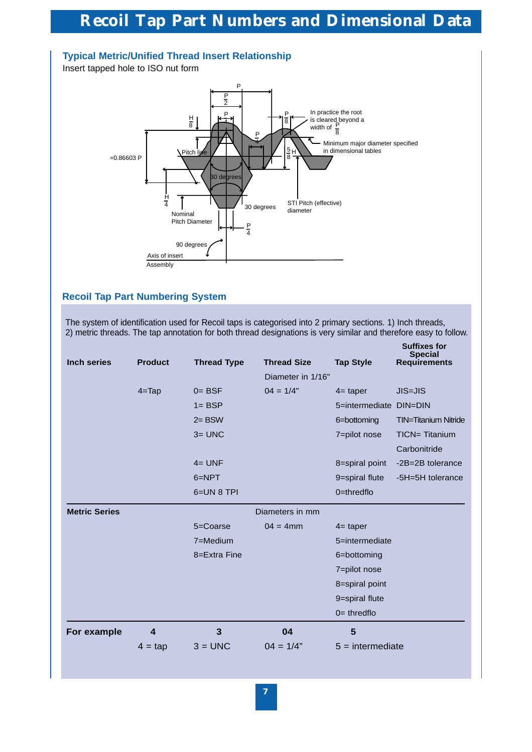# Recoil Tap Part Numbers and Dimensional Data

### Typical Metric/Unified Thread Insert Relationship

Insert tapped hole to ISO nut form

P

$\frac{P}{2}$

$\frac{P}{4}$

$\frac{H}{8}$

$\frac{P}{8}$

In practice the root is cleared beyond a width of $\frac{P}{8}$

$\frac{P}{4}$

Minimum major diameter specified in dimensional tables

$\frac{5}{8}H$

=0.86603 P

Pitch line

30 degrees

$\frac{H}{4}$

Nominal Pitch Diameter

30 degrees

STI Pitch (effective) diameter

$\frac{P}{4}$

90 degrees

Axis of insert Assembly

### Recoil Tap Part Numbering System

The system of identification used for Recoil taps is categorised into 2 primary sections. 1) Inch threads, 2) metric threads. The tap annotation for both thread designations is very similar and therefore easy to follow.

| Inch series | Product | Thread Type | Thread Size | Tap Style | Suffixes for Special Requirements |
|---|---|---|---|---|---|
| | | | Diameter in 1/16" | | |
| | 4=Tap | 0= BSF | 04 = 1/4" | 4= taper | JIS=JIS |
| | | 1= BSP | | 5=intermediate | DIN=DIN |
| | | 2= BSW | | 6=bottoming | TIN=Titanium Nitride |
| | | 3= UNC | | 7=pilot nose | TICN= Titanium Carbonitride |
| | | 4= UNF | | 8=spiral point | -2B=2B tolerance |
| | | 6=NPT | | 9=spiral flute | -5H=5H tolerance |
| | | 6=UN 8 TPI | | 0=thredflo | |
| **Metric Series** | | | Diameters in mm | | |
| | | 5=Coarse | 04 = 4mm | 4= taper | |
| | | 7=Medium | | 5=intermediate | |
| | | 8=Extra Fine | | 6=bottoming | |
| | | | | 7=pilot nose | |
| | | | | 8=spiral point | |
| | | | | 9=spiral flute | |
| | | | | 0= thredflo | |
| **For example** | **4** | **3** | **04** | **5** | |
| | 4 = tap | 3 = UNC | 04 = 1/4" | 5 = intermediate | |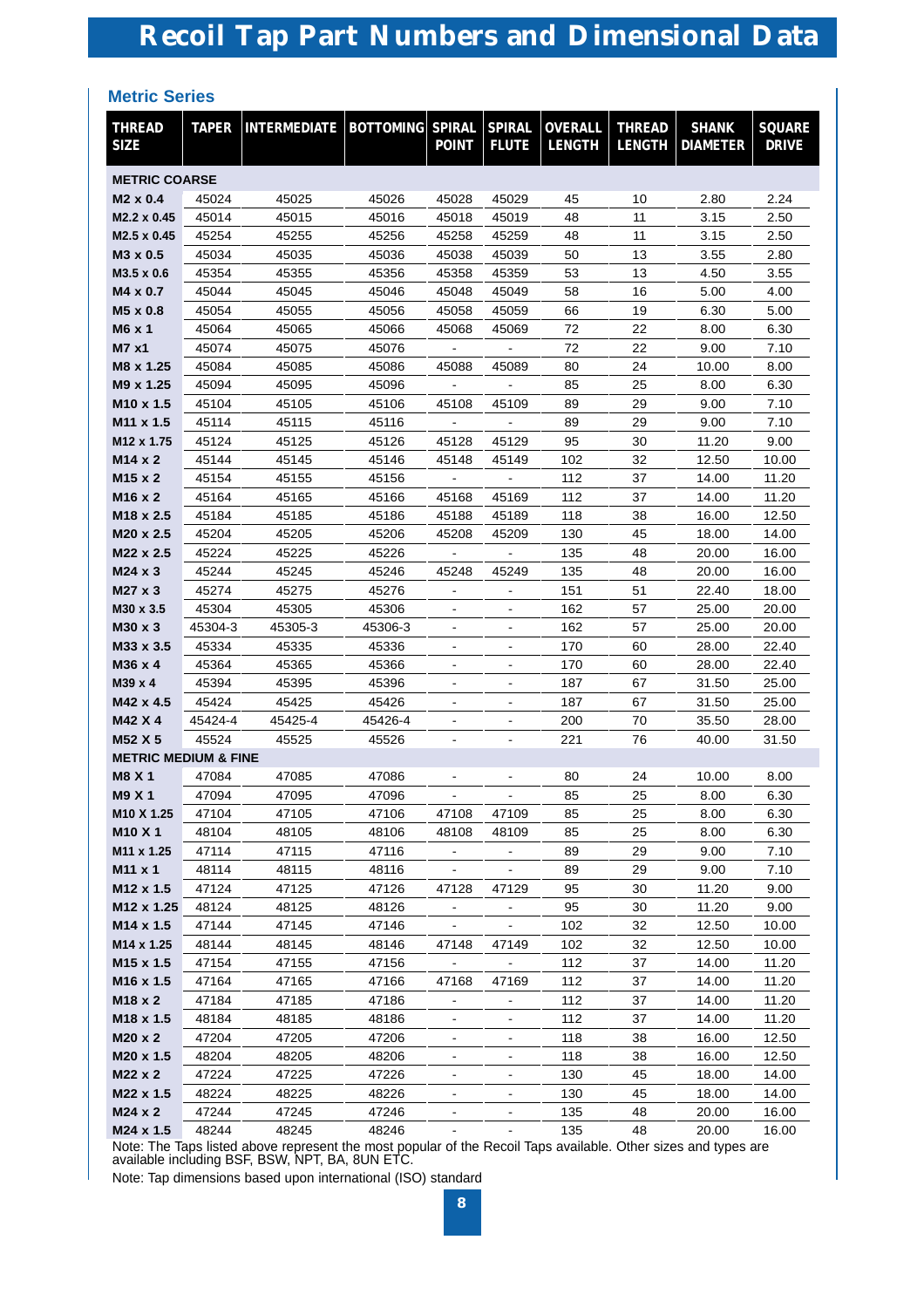# Recoil Tap Part Numbers and Dimensional Data

## Metric Series

| THREAD SIZE | TAPER | INTERMEDIATE | BOTTOMING | SPIRAL POINT | SPIRAL FLUTE | OVERALL LENGTH | THREAD LENGTH | SHANK DIAMETER | SQUARE DRIVE |
|---|---|---|---|---|---|---|---|---|---|
| **METRIC COARSE** | | | | | | | | | |
| **M2 x 0.4** | 45024 | 45025 | 45026 | 45028 | 45029 | 45 | 10 | 2.80 | 2.24 |
| **M2.2 x 0.45** | 45014 | 45015 | 45016 | 45018 | 45019 | 48 | 11 | 3.15 | 2.50 |
| **M2.5 x 0.45** | 45254 | 45255 | 45256 | 45258 | 45259 | 48 | 11 | 3.15 | 2.50 |
| **M3 x 0.5** | 45034 | 45035 | 45036 | 45038 | 45039 | 50 | 13 | 3.55 | 2.80 |
| **M3.5 x 0.6** | 45354 | 45355 | 45356 | 45358 | 45359 | 53 | 13 | 4.50 | 3.55 |
| **M4 x 0.7** | 45044 | 45045 | 45046 | 45048 | 45049 | 58 | 16 | 5.00 | 4.00 |
| **M5 x 0.8** | 45054 | 45055 | 45056 | 45058 | 45059 | 66 | 19 | 6.30 | 5.00 |
| **M6 x 1** | 45064 | 45065 | 45066 | 45068 | 45069 | 72 | 22 | 8.00 | 6.30 |
| **M7 x1** | 45074 | 45075 | 45076 | - | - | 72 | 22 | 9.00 | 7.10 |
| **M8 x 1.25** | 45084 | 45085 | 45086 | 45088 | 45089 | 80 | 24 | 10.00 | 8.00 |
| **M9 x 1.25** | 45094 | 45095 | 45096 | - | - | 85 | 25 | 8.00 | 6.30 |
| **M10 x 1.5** | 45104 | 45105 | 45106 | 45108 | 45109 | 89 | 29 | 9.00 | 7.10 |
| **M11 x 1.5** | 45114 | 45115 | 45116 | - | - | 89 | 29 | 9.00 | 7.10 |
| **M12 x 1.75** | 45124 | 45125 | 45126 | 45128 | 45129 | 95 | 30 | 11.20 | 9.00 |
| **M14 x 2** | 45144 | 45145 | 45146 | 45148 | 45149 | 102 | 32 | 12.50 | 10.00 |
| **M15 x 2** | 45154 | 45155 | 45156 | - | - | 112 | 37 | 14.00 | 11.20 |
| **M16 x 2** | 45164 | 45165 | 45166 | 45168 | 45169 | 112 | 37 | 14.00 | 11.20 |
| **M18 x 2.5** | 45184 | 45185 | 45186 | 45188 | 45189 | 118 | 38 | 16.00 | 12.50 |
| **M20 x 2.5** | 45204 | 45205 | 45206 | 45208 | 45209 | 130 | 45 | 18.00 | 14.00 |
| **M22 x 2.5** | 45224 | 45225 | 45226 | - | - | 135 | 48 | 20.00 | 16.00 |
| **M24 x 3** | 45244 | 45245 | 45246 | 45248 | 45249 | 135 | 48 | 20.00 | 16.00 |
| **M27 x 3** | 45274 | 45275 | 45276 | - | - | 151 | 51 | 22.40 | 18.00 |
| **M30 x 3.5** | 45304 | 45305 | 45306 | - | - | 162 | 57 | 25.00 | 20.00 |
| **M30 x 3** | 45304-3 | 45305-3 | 45306-3 | - | - | 162 | 57 | 25.00 | 20.00 |
| **M33 x 3.5** | 45334 | 45335 | 45336 | - | - | 170 | 60 | 28.00 | 22.40 |
| **M36 x 4** | 45364 | 45365 | 45366 | - | - | 170 | 60 | 28.00 | 22.40 |
| **M39 x 4** | 45394 | 45395 | 45396 | - | - | 187 | 67 | 31.50 | 25.00 |
| **M42 x 4.5** | 45424 | 45425 | 45426 | - | - | 187 | 67 | 31.50 | 25.00 |
| **M42 X 4** | 45424-4 | 45425-4 | 45426-4 | - | - | 200 | 70 | 35.50 | 28.00 |
| **M52 X 5** | 45524 | 45525 | 45526 | - | - | 221 | 76 | 40.00 | 31.50 |
| **METRIC MEDIUM & FINE** | | | | | | | | | |
| **M8 X 1** | 47084 | 47085 | 47086 | - | - | 80 | 24 | 10.00 | 8.00 |
| **M9 X 1** | 47094 | 47095 | 47096 | - | - | 85 | 25 | 8.00 | 6.30 |
| **M10 X 1.25** | 47104 | 47105 | 47106 | 47108 | 47109 | 85 | 25 | 8.00 | 6.30 |
| **M10 X 1** | 48104 | 48105 | 48106 | 48108 | 48109 | 85 | 25 | 8.00 | 6.30 |
| **M11 x 1.25** | 47114 | 47115 | 47116 | - | - | 89 | 29 | 9.00 | 7.10 |
| **M11 x 1** | 48114 | 48115 | 48116 | - | - | 89 | 29 | 9.00 | 7.10 |
| **M12 x 1.5** | 47124 | 47125 | 47126 | 47128 | 47129 | 95 | 30 | 11.20 | 9.00 |
| **M12 x 1.25** | 48124 | 48125 | 48126 | - | - | 95 | 30 | 11.20 | 9.00 |
| **M14 x 1.5** | 47144 | 47145 | 47146 | - | - | 102 | 32 | 12.50 | 10.00 |
| **M14 x 1.25** | 48144 | 48145 | 48146 | 47148 | 47149 | 102 | 32 | 12.50 | 10.00 |
| **M15 x 1.5** | 47154 | 47155 | 47156 | - | - | 112 | 37 | 14.00 | 11.20 |
| **M16 x 1.5** | 47164 | 47165 | 47166 | 47168 | 47169 | 112 | 37 | 14.00 | 11.20 |
| **M18 x 2** | 47184 | 47185 | 47186 | - | - | 112 | 37 | 14.00 | 11.20 |
| **M18 x 1.5** | 48184 | 48185 | 48186 | - | - | 112 | 37 | 14.00 | 11.20 |
| **M20 x 2** | 47204 | 47205 | 47206 | - | - | 118 | 38 | 16.00 | 12.50 |
| **M20 x 1.5** | 48204 | 48205 | 48206 | - | - | 118 | 38 | 16.00 | 12.50 |
| **M22 x 2** | 47224 | 47225 | 47226 | - | - | 130 | 45 | 18.00 | 14.00 |
| **M22 x 1.5** | 48224 | 48225 | 48226 | - | - | 130 | 45 | 18.00 | 14.00 |
| **M24 x 2** | 47244 | 47245 | 47246 | - | - | 135 | 48 | 20.00 | 16.00 |
| **M24 x 1.5** | 48244 | 48245 | 48246 | - | - | 135 | 48 | 20.00 | 16.00 |

Note: The Taps listed above represent the most popular of the Recoil Taps available. Other sizes and types are available including BSF, BSW, NPT, BA, 8UN ETC.

Note: Tap dimensions based upon international (ISO) standard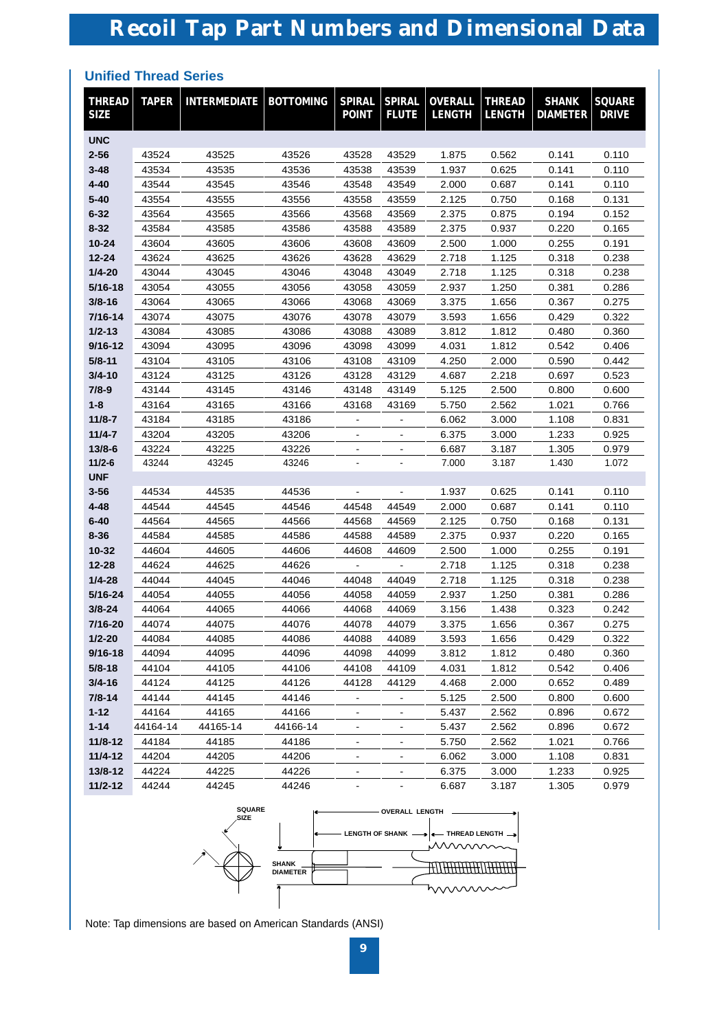# Recoil Tap Part Numbers and Dimensional Data

## Unified Thread Series

| THREAD SIZE | TAPER | INTERMEDIATE | BOTTOMING | SPIRAL POINT | SPIRAL FLUTE | OVERALL LENGTH | THREAD LENGTH | SHANK DIAMETER | SQUARE DRIVE |
|---|---|---|---|---|---|---|---|---|---|
| **UNC** | | | | | | | | | |
| **2-56** | 43524 | 43525 | 43526 | 43528 | 43529 | 1.875 | 0.562 | 0.141 | 0.110 |
| **3-48** | 43534 | 43535 | 43536 | 43538 | 43539 | 1.937 | 0.625 | 0.141 | 0.110 |
| **4-40** | 43544 | 43545 | 43546 | 43548 | 43549 | 2.000 | 0.687 | 0.141 | 0.110 |
| **5-40** | 43554 | 43555 | 43556 | 43558 | 43559 | 2.125 | 0.750 | 0.168 | 0.131 |
| **6-32** | 43564 | 43565 | 43566 | 43568 | 43569 | 2.375 | 0.875 | 0.194 | 0.152 |
| **8-32** | 43584 | 43585 | 43586 | 43588 | 43589 | 2.375 | 0.937 | 0.220 | 0.165 |
| **10-24** | 43604 | 43605 | 43606 | 43608 | 43609 | 2.500 | 1.000 | 0.255 | 0.191 |
| **12-24** | 43624 | 43625 | 43626 | 43628 | 43629 | 2.718 | 1.125 | 0.318 | 0.238 |
| **1/4-20** | 43044 | 43045 | 43046 | 43048 | 43049 | 2.718 | 1.125 | 0.318 | 0.238 |
| **5/16-18** | 43054 | 43055 | 43056 | 43058 | 43059 | 2.937 | 1.250 | 0.381 | 0.286 |
| **3/8-16** | 43064 | 43065 | 43066 | 43068 | 43069 | 3.375 | 1.656 | 0.367 | 0.275 |
| **7/16-14** | 43074 | 43075 | 43076 | 43078 | 43079 | 3.593 | 1.656 | 0.429 | 0.322 |
| **1/2-13** | 43084 | 43085 | 43086 | 43088 | 43089 | 3.812 | 1.812 | 0.480 | 0.360 |
| **9/16-12** | 43094 | 43095 | 43096 | 43098 | 43099 | 4.031 | 1.812 | 0.542 | 0.406 |
| **5/8-11** | 43104 | 43105 | 43106 | 43108 | 43109 | 4.250 | 2.000 | 0.590 | 0.442 |
| **3/4-10** | 43124 | 43125 | 43126 | 43128 | 43129 | 4.687 | 2.218 | 0.697 | 0.523 |
| **7/8-9** | 43144 | 43145 | 43146 | 43148 | 43149 | 5.125 | 2.500 | 0.800 | 0.600 |
| **1-8** | 43164 | 43165 | 43166 | 43168 | 43169 | 5.750 | 2.562 | 1.021 | 0.766 |
| **11/8-7** | 43184 | 43185 | 43186 | - | - | 6.062 | 3.000 | 1.108 | 0.831 |
| **11/4-7** | 43204 | 43205 | 43206 | - | - | 6.375 | 3.000 | 1.233 | 0.925 |
| **13/8-6** | 43224 | 43225 | 43226 | - | - | 6.687 | 3.187 | 1.305 | 0.979 |
| **11/2-6** | 43244 | 43245 | 43246 | - | - | 7.000 | 3.187 | 1.430 | 1.072 |
| **UNF** | | | | | | | | | |
| **3-56** | 44534 | 44535 | 44536 | - | - | 1.937 | 0.625 | 0.141 | 0.110 |
| **4-48** | 44544 | 44545 | 44546 | 44548 | 44549 | 2.000 | 0.687 | 0.141 | 0.110 |
| **6-40** | 44564 | 44565 | 44566 | 44568 | 44569 | 2.125 | 0.750 | 0.168 | 0.131 |
| **8-36** | 44584 | 44585 | 44586 | 44588 | 44589 | 2.375 | 0.937 | 0.220 | 0.165 |
| **10-32** | 44604 | 44605 | 44606 | 44608 | 44609 | 2.500 | 1.000 | 0.255 | 0.191 |
| **12-28** | 44624 | 44625 | 44626 | - | - | 2.718 | 1.125 | 0.318 | 0.238 |
| **1/4-28** | 44044 | 44045 | 44046 | 44048 | 44049 | 2.718 | 1.125 | 0.318 | 0.238 |
| **5/16-24** | 44054 | 44055 | 44056 | 44058 | 44059 | 2.937 | 1.250 | 0.381 | 0.286 |
| **3/8-24** | 44064 | 44065 | 44066 | 44068 | 44069 | 3.156 | 1.438 | 0.323 | 0.242 |
| **7/16-20** | 44074 | 44075 | 44076 | 44078 | 44079 | 3.375 | 1.656 | 0.367 | 0.275 |
| **1/2-20** | 44084 | 44085 | 44086 | 44088 | 44089 | 3.593 | 1.656 | 0.429 | 0.322 |
| **9/16-18** | 44094 | 44095 | 44096 | 44098 | 44099 | 3.812 | 1.812 | 0.480 | 0.360 |
| **5/8-18** | 44104 | 44105 | 44106 | 44108 | 44109 | 4.031 | 1.812 | 0.542 | 0.406 |
| **3/4-16** | 44124 | 44125 | 44126 | 44128 | 44129 | 4.468 | 2.000 | 0.652 | 0.489 |
| **7/8-14** | 44144 | 44145 | 44146 | - | - | 5.125 | 2.500 | 0.800 | 0.600 |
| **1-12** | 44164 | 44165 | 44166 | - | - | 5.437 | 2.562 | 0.896 | 0.672 |
| **1-14** | 44164-14 | 44165-14 | 44166-14 | - | - | 5.437 | 2.562 | 0.896 | 0.672 |
| **11/8-12** | 44184 | 44185 | 44186 | - | - | 5.750 | 2.562 | 1.021 | 0.766 |
| **11/4-12** | 44204 | 44205 | 44206 | - | - | 6.062 | 3.000 | 1.108 | 0.831 |
| **13/8-12** | 44224 | 44225 | 44226 | - | - | 6.375 | 3.000 | 1.233 | 0.925 |
| **11/2-12** | 44244 | 44245 | 44246 | - | - | 6.687 | 3.187 | 1.305 | 0.979 |

SQUARE SIZE — OVERALL LENGTH — LENGTH OF SHANK — THREAD LENGTH — SHANK DIAMETER

Note: Tap dimensions are based on American Standards (ANSI)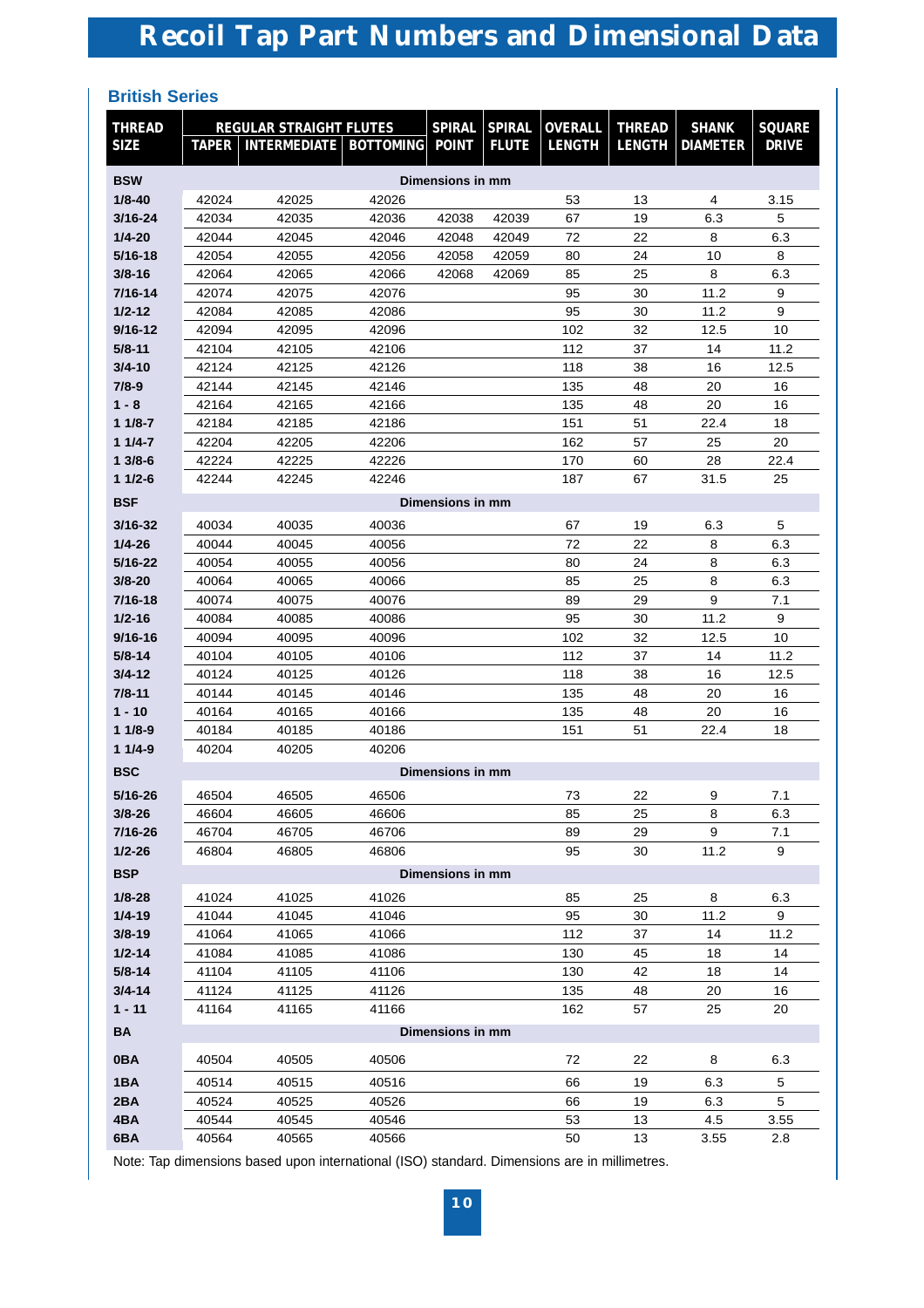# Recoil Tap Part Numbers and Dimensional Data

## British Series

| THREAD SIZE | REGULAR STRAIGHT FLUTES TAPER | INTERMEDIATE | BOTTOMING | SPIRAL POINT | SPIRAL FLUTE | OVERALL LENGTH | THREAD LENGTH | SHANK DIAMETER | SQUARE DRIVE |
|---|---|---|---|---|---|---|---|---|---|
| **BSW** | | | | Dimensions in mm | | | | | |
| 1/8-40 | 42024 | 42025 | 42026 | | | 53 | 13 | 4 | 3.15 |
| 3/16-24 | 42034 | 42035 | 42036 | 42038 | 42039 | 67 | 19 | 6.3 | 5 |
| 1/4-20 | 42044 | 42045 | 42046 | 42048 | 42049 | 72 | 22 | 8 | 6.3 |
| 5/16-18 | 42054 | 42055 | 42056 | 42058 | 42059 | 80 | 24 | 10 | 8 |
| 3/8-16 | 42064 | 42065 | 42066 | 42068 | 42069 | 85 | 25 | 8 | 6.3 |
| 7/16-14 | 42074 | 42075 | 42076 | | | 95 | 30 | 11.2 | 9 |
| 1/2-12 | 42084 | 42085 | 42086 | | | 95 | 30 | 11.2 | 9 |
| 9/16-12 | 42094 | 42095 | 42096 | | | 102 | 32 | 12.5 | 10 |
| 5/8-11 | 42104 | 42105 | 42106 | | | 112 | 37 | 14 | 11.2 |
| 3/4-10 | 42124 | 42125 | 42126 | | | 118 | 38 | 16 | 12.5 |
| 7/8-9 | 42144 | 42145 | 42146 | | | 135 | 48 | 20 | 16 |
| 1 - 8 | 42164 | 42165 | 42166 | | | 135 | 48 | 20 | 16 |
| 1 1/8-7 | 42184 | 42185 | 42186 | | | 151 | 51 | 22.4 | 18 |
| 1 1/4-7 | 42204 | 42205 | 42206 | | | 162 | 57 | 25 | 20 |
| 1 3/8-6 | 42224 | 42225 | 42226 | | | 170 | 60 | 28 | 22.4 |
| 1 1/2-6 | 42244 | 42245 | 42246 | | | 187 | 67 | 31.5 | 25 |
| **BSF** | | | | Dimensions in mm | | | | | |
| 3/16-32 | 40034 | 40035 | 40036 | | | 67 | 19 | 6.3 | 5 |
| 1/4-26 | 40044 | 40045 | 40056 | | | 72 | 22 | 8 | 6.3 |
| 5/16-22 | 40054 | 40055 | 40056 | | | 80 | 24 | 8 | 6.3 |
| 3/8-20 | 40064 | 40065 | 40066 | | | 85 | 25 | 8 | 6.3 |
| 7/16-18 | 40074 | 40075 | 40076 | | | 89 | 29 | 9 | 7.1 |
| 1/2-16 | 40084 | 40085 | 40086 | | | 95 | 30 | 11.2 | 9 |
| 9/16-16 | 40094 | 40095 | 40096 | | | 102 | 32 | 12.5 | 10 |
| 5/8-14 | 40104 | 40105 | 40106 | | | 112 | 37 | 14 | 11.2 |
| 3/4-12 | 40124 | 40125 | 40126 | | | 118 | 38 | 16 | 12.5 |
| 7/8-11 | 40144 | 40145 | 40146 | | | 135 | 48 | 20 | 16 |
| 1 - 10 | 40164 | 40165 | 40166 | | | 135 | 48 | 20 | 16 |
| 1 1/8-9 | 40184 | 40185 | 40186 | | | 151 | 51 | 22.4 | 18 |
| 1 1/4-9 | 40204 | 40205 | 40206 | | | | | | |
| **BSC** | | | | Dimensions in mm | | | | | |
| 5/16-26 | 46504 | 46505 | 46506 | | | 73 | 22 | 9 | 7.1 |
| 3/8-26 | 46604 | 46605 | 46606 | | | 85 | 25 | 8 | 6.3 |
| 7/16-26 | 46704 | 46705 | 46706 | | | 89 | 29 | 9 | 7.1 |
| 1/2-26 | 46804 | 46805 | 46806 | | | 95 | 30 | 11.2 | 9 |
| **BSP** | | | | Dimensions in mm | | | | | |
| 1/8-28 | 41024 | 41025 | 41026 | | | 85 | 25 | 8 | 6.3 |
| 1/4-19 | 41044 | 41045 | 41046 | | | 95 | 30 | 11.2 | 9 |
| 3/8-19 | 41064 | 41065 | 41066 | | | 112 | 37 | 14 | 11.2 |
| 1/2-14 | 41084 | 41085 | 41086 | | | 130 | 45 | 18 | 14 |
| 5/8-14 | 41104 | 41105 | 41106 | | | 130 | 42 | 18 | 14 |
| 3/4-14 | 41124 | 41125 | 41126 | | | 135 | 48 | 20 | 16 |
| 1 - 11 | 41164 | 41165 | 41166 | | | 162 | 57 | 25 | 20 |
| **BA** | | | | Dimensions in mm | | | | | |
| 0BA | 40504 | 40505 | 40506 | | | 72 | 22 | 8 | 6.3 |
| 1BA | 40514 | 40515 | 40516 | | | 66 | 19 | 6.3 | 5 |
| 2BA | 40524 | 40525 | 40526 | | | 66 | 19 | 6.3 | 5 |
| 4BA | 40544 | 40545 | 40546 | | | 53 | 13 | 4.5 | 3.55 |
| 6BA | 40564 | 40565 | 40566 | | | 50 | 13 | 3.55 | 2.8 |

Note: Tap dimensions based upon international (ISO) standard. Dimensions are in millimetres.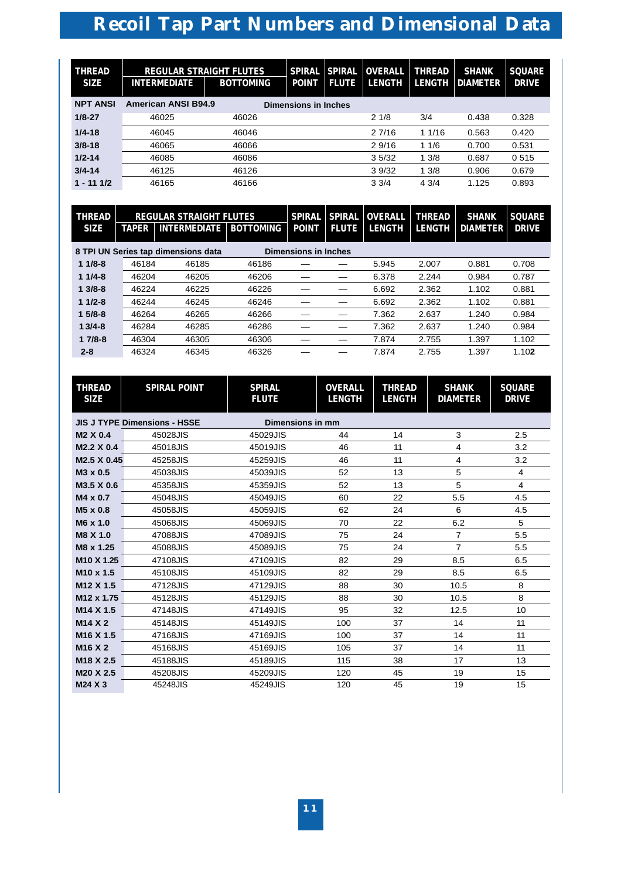# Recoil Tap Part Numbers and Dimensional Data

| THREAD SIZE | REGULAR STRAIGHT FLUTES | | SPIRAL POINT | SPIRAL FLUTE | OVERALL LENGTH | THREAD LENGTH | SHANK DIAMETER | SQUARE DRIVE |
|---|---|---|---|---|---|---|---|---|
| | INTERMEDIATE | BOTTOMING | | | | | | |
| **NPT ANSI** | **American ANSI B94.9** | | **Dimensions in Inches** | | | | | |
| **1/8-27** | 46025 | 46026 | | | 2 1/8 | 3/4 | 0.438 | 0.328 |
| **1/4-18** | 46045 | 46046 | | | 2 7/16 | 1 1/16 | 0.563 | 0.420 |
| **3/8-18** | 46065 | 46066 | | | 2 9/16 | 1 1/6 | 0.700 | 0.531 |
| **1/2-14** | 46085 | 46086 | | | 3 5/32 | 1 3/8 | 0.687 | 0 515 |
| **3/4-14** | 46125 | 46126 | | | 3 9/32 | 1 3/8 | 0.906 | 0.679 |
| **1 - 11 1/2** | 46165 | 46166 | | | 3 3/4 | 4 3/4 | 1.125 | 0.893 |

| THREAD SIZE | REGULAR STRAIGHT FLUTES | | | SPIRAL POINT | SPIRAL FLUTE | OVERALL LENGTH | THREAD LENGTH | SHANK DIAMETER | SQUARE DRIVE |
|---|---|---|---|---|---|---|---|---|---|
| | TAPER | INTERMEDIATE | BOTTOMING | | | | | | |
| **8 TPI UN Series tap dimensions data** | | | | **Dimensions in Inches** | | | | | |
| **1 1/8-8** | 46184 | 46185 | 46186 | — | — | 5.945 | 2.007 | 0.881 | 0.708 |
| **1 1/4-8** | 46204 | 46205 | 46206 | — | — | 6.378 | 2.244 | 0.984 | 0.787 |
| **1 3/8-8** | 46224 | 46225 | 46226 | — | — | 6.692 | 2.362 | 1.102 | 0.881 |
| **1 1/2-8** | 46244 | 46245 | 46246 | — | — | 6.692 | 2.362 | 1.102 | 0.881 |
| **1 5/8-8** | 46264 | 46265 | 46266 | — | — | 7.362 | 2.637 | 1.240 | 0.984 |
| **1 3/4-8** | 46284 | 46285 | 46286 | — | — | 7.362 | 2.637 | 1.240 | 0.984 |
| **1 7/8-8** | 46304 | 46305 | 46306 | — | — | 7.874 | 2.755 | 1.397 | 1.102 |
| **2-8** | 46324 | 46345 | 46326 | — | — | 7.874 | 2.755 | 1.397 | 1.102 |

| THREAD SIZE | SPIRAL POINT | SPIRAL FLUTE | OVERALL LENGTH | THREAD LENGTH | SHANK DIAMETER | SQUARE DRIVE |
|---|---|---|---|---|---|---|
| **JIS J TYPE Dimensions - HSSE** | | **Dimensions in mm** | | | | |
| **M2 X 0.4** | 45028JIS | 45029JIS | 44 | 14 | 3 | 2.5 |
| **M2.2 X 0.4** | 45018JIS | 45019JIS | 46 | 11 | 4 | 3.2 |
| **M2.5 X 0.45** | 45258JIS | 45259JIS | 46 | 11 | 4 | 3.2 |
| **M3 x 0.5** | 45038JIS | 45039JIS | 52 | 13 | 5 | 4 |
| **M3.5 X 0.6** | 45358JIS | 45359JIS | 52 | 13 | 5 | 4 |
| **M4 x 0.7** | 45048JIS | 45049JIS | 60 | 22 | 5.5 | 4.5 |
| **M5 x 0.8** | 45058JIS | 45059JIS | 62 | 24 | 6 | 4.5 |
| **M6 x 1.0** | 45068JIS | 45069JIS | 70 | 22 | 6.2 | 5 |
| **M8 X 1.0** | 47088JIS | 47089JIS | 75 | 24 | 7 | 5.5 |
| **M8 x 1.25** | 45088JIS | 45089JIS | 75 | 24 | 7 | 5.5 |
| **M10 X 1.25** | 47108JIS | 47109JIS | 82 | 29 | 8.5 | 6.5 |
| **M10 x 1.5** | 45108JIS | 45109JIS | 82 | 29 | 8.5 | 6.5 |
| **M12 X 1.5** | 47128JIS | 47129JIS | 88 | 30 | 10.5 | 8 |
| **M12 x 1.75** | 45128JIS | 45129JIS | 88 | 30 | 10.5 | 8 |
| **M14 X 1.5** | 47148JIS | 47149JIS | 95 | 32 | 12.5 | 10 |
| **M14 X 2** | 45148JIS | 45149JIS | 100 | 37 | 14 | 11 |
| **M16 X 1.5** | 47168JIS | 47169JIS | 100 | 37 | 14 | 11 |
| **M16 X 2** | 45168JIS | 45169JIS | 105 | 37 | 14 | 11 |
| **M18 X 2.5** | 45188JIS | 45189JIS | 115 | 38 | 17 | 13 |
| **M20 X 2.5** | 45208JIS | 45209JIS | 120 | 45 | 19 | 15 |
| **M24 X 3** | 45248JIS | 45249JIS | 120 | 45 | 19 | 15 |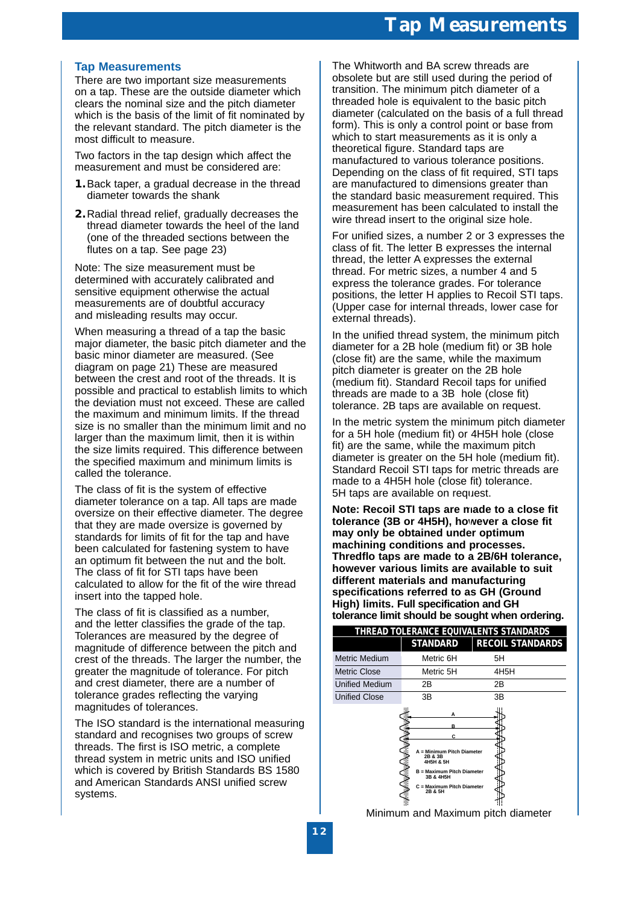# Tap Measurements

## Tap Measurements

There are two important size measurements on a tap. These are the outside diameter which clears the nominal size and the pitch diameter which is the basis of the limit of fit nominated by the relevant standard. The pitch diameter is the most difficult to measure.

Two factors in the tap design which affect the measurement and must be considered are:

1. Back taper, a gradual decrease in the thread diameter towards the shank
2. Radial thread relief, gradually decreases the thread diameter towards the heel of the land (one of the threaded sections between the flutes on a tap. See page 23)

Note: The size measurement must be determined with accurately calibrated and sensitive equipment otherwise the actual measurements are of doubtful accuracy and misleading results may occur.

When measuring a thread of a tap the basic major diameter, the basic pitch diameter and the basic minor diameter are measured. (See diagram on page 21) These are measured between the crest and root of the threads. It is possible and practical to establish limits to which the deviation must not exceed. These are called the maximum and minimum limits. If the thread size is no smaller than the minimum limit and no larger than the maximum limit, then it is within the size limits required. This difference between the specified maximum and minimum limits is called the tolerance.

The class of fit is the system of effective diameter tolerance on a tap. All taps are made oversize on their effective diameter. The degree that they are made oversize is governed by standards for limits of fit for the tap and have been calculated for fastening system to have an optimum fit between the nut and the bolt. The class of fit for STI taps have been calculated to allow for the fit of the wire thread insert into the tapped hole.

The class of fit is classified as a number, and the letter classifies the grade of the tap. Tolerances are measured by the degree of magnitude of difference between the pitch and crest of the threads. The larger the number, the greater the magnitude of tolerance. For pitch and crest diameter, there are a number of tolerance grades reflecting the varying magnitudes of tolerances.

The ISO standard is the international measuring standard and recognises two groups of screw threads. The first is ISO metric, a complete thread system in metric units and ISO unified which is covered by British Standards BS 1580 and American Standards ANSI unified screw systems.

The Whitworth and BA screw threads are obsolete but are still used during the period of transition. The minimum pitch diameter of a threaded hole is equivalent to the basic pitch diameter (calculated on the basis of a full thread form). This is only a control point or base from which to start measurements as it is only a theoretical figure. Standard taps are manufactured to various tolerance positions. Depending on the class of fit required, STI taps are manufactured to dimensions greater than the standard basic measurement required. This measurement has been calculated to install the wire thread insert to the original size hole.

For unified sizes, a number 2 or 3 expresses the class of fit. The letter B expresses the internal thread, the letter A expresses the external thread. For metric sizes, a number 4 and 5 express the tolerance grades. For tolerance positions, the letter H applies to Recoil STI taps. (Upper case for internal threads, lower case for external threads).

In the unified thread system, the minimum pitch diameter for a 2B hole (medium fit) or 3B hole (close fit) are the same, while the maximum pitch diameter is greater on the 2B hole (medium fit). Standard Recoil taps for unified threads are made to a 3B hole (close fit) tolerance. 2B taps are available on request.

In the metric system the minimum pitch diameter for a 5H hole (medium fit) or 4H5H hole (close fit) are the same, while the maximum pitch diameter is greater on the 5H hole (medium fit). Standard Recoil STI taps for metric threads are made to a 4H5H hole (close fit) tolerance. 5H taps are available on request.

**Note: Recoil STI taps are made to a close fit tolerance (3B or 4H5H), however a close fit may only be obtained under optimum machining conditions and processes. Thredflo taps are made to a 2B/6H tolerance, however various limits are available to suit different materials and manufacturing specifications referred to as GH (Ground High) limits. Full specification and GH tolerance limit should be sought when ordering.**

| THREAD TOLERANCE EQUIVALENTS STANDARDS | | |
|---|---|---|
| | STANDARD | RECOIL STANDARDS |
| Metric Medium | Metric 6H | 5H |
| Metric Close | Metric 5H | 4H5H |
| Unified Medium | 2B | 2B |
| Unified Close | 3B | 3B |

A = Minimum Pitch Diameter 2B & 3B 4H5H & 5H

B = Maximum Pitch Diameter 3B & 4H5H

C = Maximum Pitch Diameter 2B & 5H

Minimum and Maximum pitch diameter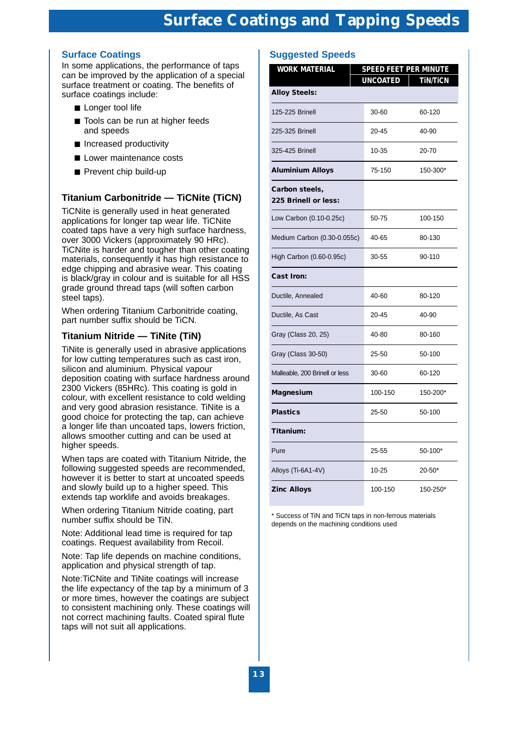# Surface Coatings and Tapping Speeds

## Surface Coatings

In some applications, the performance of taps can be improved by the application of a special surface treatment or coating. The benefits of surface coatings include:

- Longer tool life
- Tools can be run at higher feeds and speeds
- Increased productivity
- Lower maintenance costs
- Prevent chip build-up

### Titanium Carbonitride — TiCNite (TiCN)

TiCNite is generally used in heat generated applications for longer tap wear life. TiCNite coated taps have a very high surface hardness, over 3000 Vickers (approximately 90 HRc). TiCNite is harder and tougher than other coating materials, consequently it has high resistance to edge chipping and abrasive wear. This coating is black/gray in colour and is suitable for all HSS grade ground thread taps (will soften carbon steel taps).

When ordering Titanium Carbonitride coating, part number suffix should be TiCN.

### Titanium Nitride — TiNite (TiN)

TiNite is generally used in abrasive applications for low cutting temperatures such as cast iron, silicon and aluminium. Physical vapour deposition coating with surface hardness around 2300 Vickers (85HRc). This coating is gold in colour, with excellent resistance to cold welding and very good abrasion resistance. TiNite is a good choice for protecting the tap, can achieve a longer life than uncoated taps, lowers friction, allows smoother cutting and can be used at higher speeds.

When taps are coated with Titanium Nitride, the following suggested speeds are recommended, however it is better to start at uncoated speeds and slowly build up to a higher speed. This extends tap worklife and avoids breakages.

When ordering Titanium Nitride coating, part number suffix should be TiN.

Note: Additional lead time is required for tap coatings. Request availability from Recoil.

Note: Tap life depends on machine conditions, application and physical strength of tap.

Note:TiCNite and TiNite coatings will increase the life expectancy of the tap by a minimum of 3 or more times, however the coatings are subject to consistent machining only. These coatings will not correct machining faults. Coated spiral flute taps will not suit all applications.

## Suggested Speeds

| WORK MATERIAL | SPEED FEET PER MINUTE | |
|---|---|---|
| | UNCOATED | TiN/TiCN |
| **Alloy Steels:** | | |
| 125-225 Brinell | 30-60 | 60-120 |
| 225-325 Brinell | 20-45 | 40-90 |
| 325-425 Brinell | 10-35 | 20-70 |
| **Aluminium Alloys** | 75-150 | 150-300* |
| **Carbon steels, 225 Brinell or less:** | | |
| Low Carbon (0.10-0.25c) | 50-75 | 100-150 |
| Medium Carbon (0.30-0.055c) | 40-65 | 80-130 |
| High Carbon (0.60-0.95c) | 30-55 | 90-110 |
| **Cast Iron:** | | |
| Ductile, Annealed | 40-60 | 80-120 |
| Ductile, As Cast | 20-45 | 40-90 |
| Gray (Class 20, 25) | 40-80 | 80-160 |
| Gray (Class 30-50) | 25-50 | 50-100 |
| Malleable, 200 Brinell or less | 30-60 | 60-120 |
| **Magnesium** | 100-150 | 150-200* |
| **Plastics** | 25-50 | 50-100 |
| **Titanium:** | | |
| Pure | 25-55 | 50-100* |
| Alloys (Ti-6A1-4V) | 10-25 | 20-50* |
| **Zinc Alloys** | 100-150 | 150-250* |

\* Success of TiN and TiCN taps in non-ferrous materials depends on the machining conditions used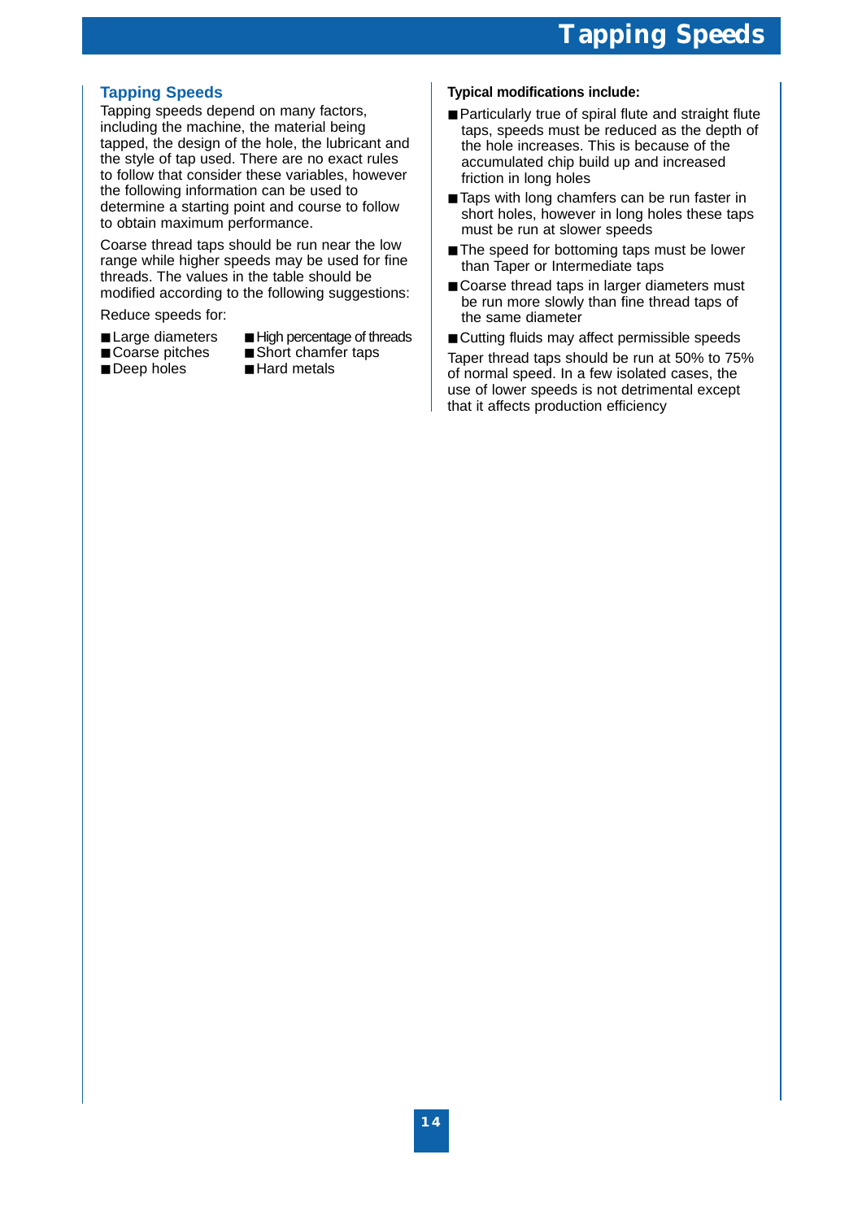# Tapping Speeds

## Tapping Speeds

Tapping speeds depend on many factors, including the machine, the material being tapped, the design of the hole, the lubricant and the style of tap used. There are no exact rules to follow that consider these variables, however the following information can be used to determine a starting point and course to follow to obtain maximum performance.

Coarse thread taps should be run near the low range while higher speeds may be used for fine threads. The values in the table should be modified according to the following suggestions:

Reduce speeds for:

- Large diameters
- Coarse pitches
- Deep holes
- High percentage of threads
- Short chamfer taps
- Hard metals

**Typical modifications include:**

- Particularly true of spiral flute and straight flute taps, speeds must be reduced as the depth of the hole increases. This is because of the accumulated chip build up and increased friction in long holes
- Taps with long chamfers can be run faster in short holes, however in long holes these taps must be run at slower speeds
- The speed for bottoming taps must be lower than Taper or Intermediate taps
- Coarse thread taps in larger diameters must be run more slowly than fine thread taps of the same diameter
- Cutting fluids may affect permissible speeds

Taper thread taps should be run at 50% to 75% of normal speed. In a few isolated cases, the use of lower speeds is not detrimental except that it affects production efficiency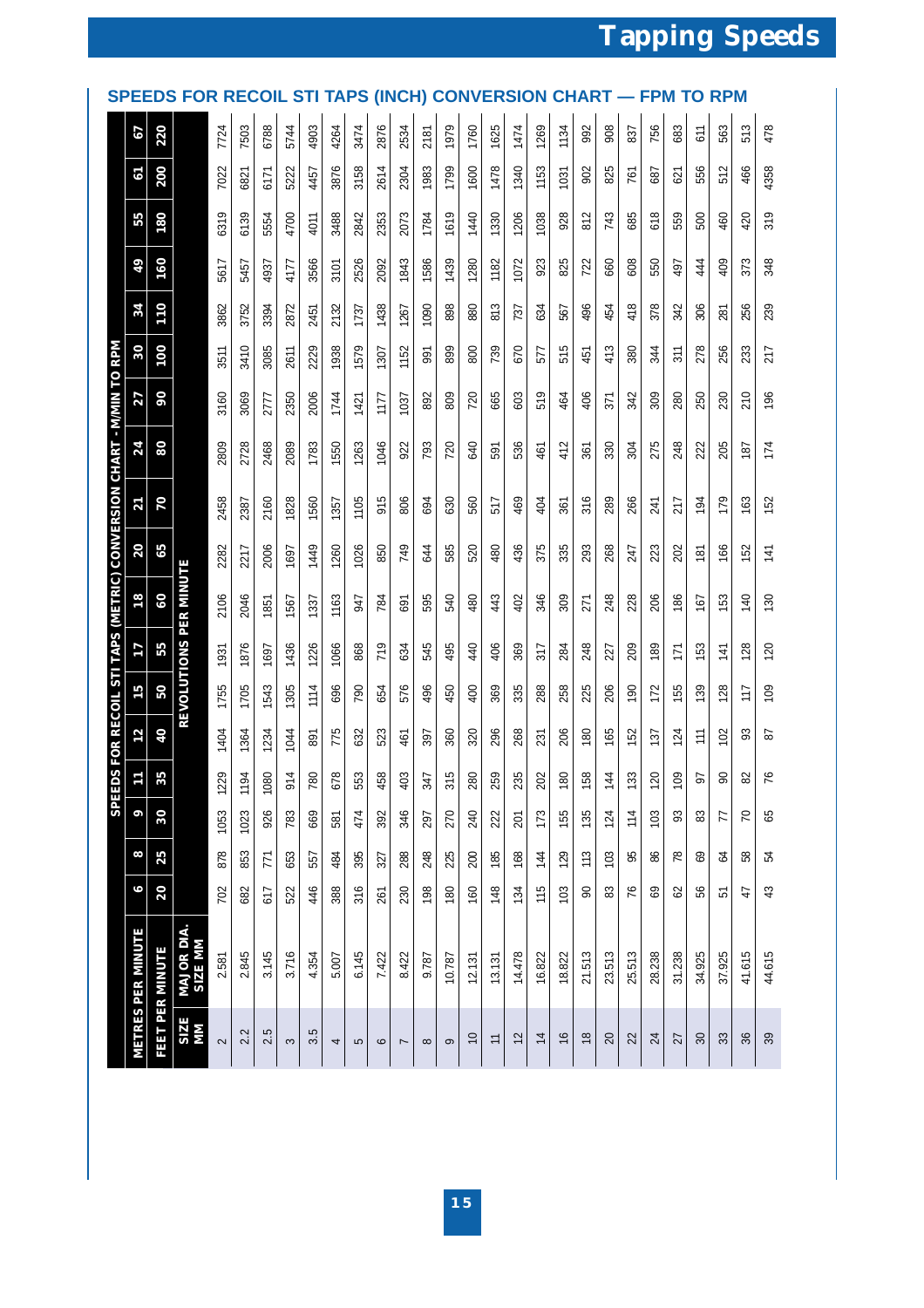## SPEEDS FOR RECOIL STI TAPS (INCH) CONVERSION CHART — FPM TO RPM

| SPEEDS FOR RECOIL STI TAPS (METRIC) CONVERSION CHART - M/MIN TO RPM | | | | | | | | | | | | | | | | | | | |
|---|---|---|---|---|---|---|---|---|---|---|---|---|---|---|---|---|---|---|---|
| METRES PER MINUTE | | 6 | 8 | 9 | 11 | 12 | 15 | 17 | 18 | 20 | 21 | 24 | 27 | 30 | 34 | 49 | 55 | 61 | 67 |
| FEET PER MINUTE | | 20 | 25 | 30 | 35 | 40 | 50 | 55 | 60 | 65 | 70 | 80 | 90 | 100 | 110 | 160 | 180 | 200 | 220 |
| SIZE MM | MAJOR DIA. SIZE MM | REVOLUTIONS PER MINUTE | | | | | | | | | | | | | | | | | |
| 2 | 2.581 | 702 | 878 | 1053 | 1229 | 1404 | 1755 | 1931 | 2106 | 2282 | 2458 | 2809 | 3160 | 3511 | 3862 | 5617 | 6319 | 7022 | 7724 |
| 2.2 | 2.845 | 682 | 853 | 1023 | 1194 | 1364 | 1705 | 1876 | 2046 | 2217 | 2387 | 2728 | 3069 | 3410 | 3752 | 5457 | 6139 | 6821 | 7503 |
| 2.5 | 3.145 | 617 | 771 | 926 | 1080 | 1234 | 1543 | 1697 | 1851 | 2006 | 2160 | 2468 | 2777 | 3085 | 3394 | 4937 | 5554 | 6171 | 6788 |
| 3 | 3.716 | 522 | 653 | 783 | 914 | 1044 | 1305 | 1436 | 1567 | 1697 | 1828 | 2089 | 2350 | 2611 | 2872 | 4177 | 4700 | 5222 | 5744 |
| 3.5 | 4.354 | 446 | 557 | 669 | 780 | 891 | 1114 | 1226 | 1337 | 1449 | 1560 | 1783 | 2006 | 2229 | 2451 | 3566 | 4011 | 4457 | 4903 |
| 4 | 5.007 | 388 | 484 | 581 | 678 | 775 | 696 | 1066 | 1163 | 1260 | 1357 | 1550 | 1744 | 1938 | 2132 | 3101 | 3488 | 3876 | 4264 |
| 5 | 6.145 | 316 | 395 | 474 | 553 | 632 | 790 | 868 | 947 | 1026 | 1105 | 1263 | 1421 | 1579 | 1737 | 2526 | 2842 | 3158 | 3474 |
| 6 | 7.422 | 261 | 327 | 392 | 458 | 523 | 654 | 719 | 784 | 850 | 915 | 1046 | 1177 | 1307 | 1438 | 2092 | 2353 | 2614 | 2876 |
| 7 | 8.422 | 230 | 288 | 346 | 403 | 461 | 576 | 634 | 691 | 749 | 806 | 922 | 1037 | 1152 | 1267 | 1843 | 2073 | 2304 | 2534 |
| 8 | 9.787 | 198 | 248 | 297 | 347 | 397 | 496 | 545 | 595 | 644 | 694 | 793 | 892 | 991 | 1090 | 1586 | 1784 | 1983 | 2181 |
| 9 | 10.787 | 180 | 225 | 270 | 315 | 360 | 450 | 495 | 540 | 585 | 630 | 720 | 809 | 899 | 898 | 1439 | 1619 | 1799 | 1979 |
| 10 | 12.131 | 160 | 200 | 240 | 280 | 320 | 400 | 440 | 480 | 520 | 560 | 640 | 720 | 800 | 880 | 1280 | 1440 | 1600 | 1760 |
| 11 | 13.131 | 148 | 185 | 222 | 259 | 296 | 369 | 406 | 443 | 480 | 517 | 591 | 665 | 739 | 813 | 1182 | 1330 | 1478 | 1625 |
| 12 | 14.478 | 134 | 168 | 201 | 235 | 268 | 335 | 369 | 402 | 436 | 469 | 536 | 603 | 670 | 737 | 1072 | 1206 | 1340 | 1474 |
| 14 | 16.822 | 115 | 144 | 173 | 202 | 231 | 288 | 317 | 346 | 375 | 404 | 461 | 519 | 577 | 634 | 923 | 1038 | 1153 | 1269 |
| 16 | 18.822 | 103 | 129 | 155 | 180 | 206 | 258 | 284 | 309 | 335 | 361 | 412 | 464 | 515 | 567 | 825 | 928 | 1031 | 1134 |
| 18 | 21.513 | 90 | 113 | 135 | 158 | 180 | 225 | 248 | 271 | 293 | 316 | 361 | 406 | 451 | 496 | 722 | 812 | 902 | 992 |
| 20 | 23.513 | 83 | 103 | 124 | 144 | 165 | 206 | 227 | 248 | 268 | 289 | 330 | 371 | 413 | 454 | 660 | 743 | 825 | 908 |
| 22 | 25.513 | 76 | 95 | 114 | 133 | 152 | 190 | 209 | 228 | 247 | 266 | 304 | 342 | 380 | 418 | 608 | 685 | 761 | 837 |
| 24 | 28.238 | 69 | 86 | 103 | 120 | 137 | 172 | 189 | 206 | 223 | 241 | 275 | 309 | 344 | 378 | 550 | 618 | 687 | 756 |
| 27 | 31.238 | 62 | 78 | 93 | 109 | 124 | 155 | 171 | 186 | 202 | 217 | 248 | 280 | 311 | 342 | 497 | 559 | 621 | 683 |
| 30 | 34.925 | 56 | 69 | 83 | 97 | 111 | 139 | 153 | 167 | 181 | 194 | 222 | 250 | 278 | 306 | 444 | 500 | 556 | 611 |
| 33 | 37.925 | 51 | 64 | 77 | 90 | 102 | 128 | 141 | 153 | 166 | 179 | 205 | 230 | 256 | 281 | 409 | 460 | 512 | 563 |
| 36 | 41.615 | 47 | 58 | 70 | 82 | 93 | 117 | 128 | 140 | 152 | 163 | 187 | 210 | 233 | 256 | 373 | 420 | 466 | 513 |
| 39 | 44.615 | 43 | 54 | 65 | 76 | 87 | 109 | 120 | 130 | 141 | 152 | 174 | 196 | 217 | 239 | 348 | 319 | 4358 | 478 |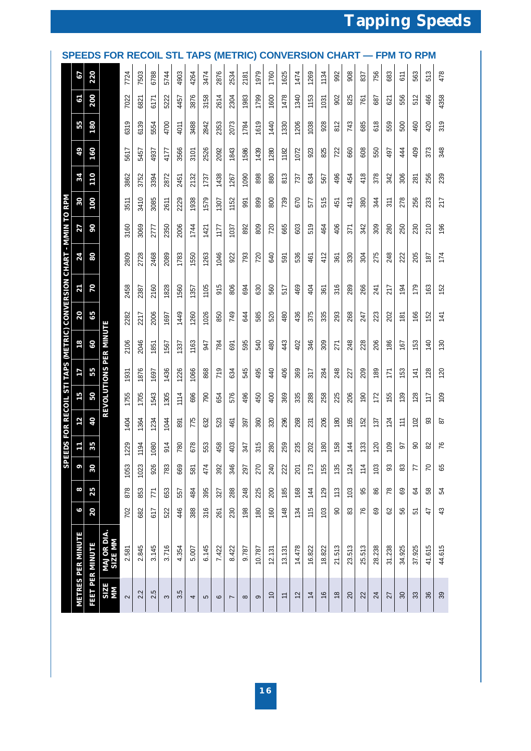# Tapping Speeds

## SPEEDS FOR RECOIL STL TAPS (METRIC) CONVERSION CHART — FPM TO RPM

| SPEEDS FOR RECOIL STI TAPS (METRIC) CONVERSION CHART - M/MIN TO RPM | | | | | | | | | | | | | | | | | | | |
|---|---|---|---|---|---|---|---|---|---|---|---|---|---|---|---|---|---|---|---|
| METRES PER MINUTE | | 6 | 8 | 9 | 11 | 12 | 15 | 17 | 18 | 20 | 21 | 24 | 27 | 30 | 34 | 49 | 55 | 61 | 67 |
| FEET PER MINUTE | | 20 | 25 | 30 | 35 | 40 | 50 | 55 | 60 | 65 | 70 | 80 | 90 | 100 | 110 | 160 | 180 | 200 | 220 |
| SIZE MM | MAJ OR DIA. SIZE MM | REVOLUTIONS PER MINUTE | | | | | | | | | | | | | | | | | |
| 2 | 2.581 | 702 | 878 | 1053 | 1229 | 1404 | 1755 | 1931 | 2106 | 2282 | 2458 | 2809 | 3160 | 3511 | 3862 | 5617 | 6319 | 7022 | 7724 |
| 2.2 | 2.845 | 682 | 853 | 1023 | 1194 | 1364 | 1705 | 1876 | 2046 | 2217 | 2387 | 2728 | 3069 | 3410 | 3752 | 5457 | 6139 | 6821 | 7503 |
| 2.5 | 3.145 | 617 | 771 | 926 | 1080 | 1234 | 1543 | 1697 | 1851 | 2006 | 2160 | 2468 | 2777 | 3085 | 3394 | 4937 | 5554 | 6171 | 6788 |
| 3 | 3.716 | 522 | 653 | 783 | 914 | 1044 | 1305 | 1436 | 1567 | 1697 | 1828 | 2089 | 2350 | 2611 | 2872 | 4177 | 4700 | 5222 | 5744 |
| 3.5 | 4.354 | 446 | 557 | 669 | 780 | 891 | 1114 | 1226 | 1337 | 1449 | 1560 | 1783 | 2006 | 2229 | 2451 | 3566 | 4011 | 4457 | 4903 |
| 4 | 5.007 | 388 | 484 | 581 | 678 | 775 | 696 | 1066 | 1163 | 1260 | 1357 | 1550 | 1744 | 1938 | 2132 | 3101 | 3488 | 3876 | 4264 |
| 5 | 6.145 | 316 | 395 | 474 | 553 | 632 | 790 | 868 | 947 | 1026 | 1105 | 1263 | 1421 | 1579 | 1737 | 2526 | 2842 | 3158 | 3474 |
| 6 | 7.422 | 261 | 327 | 392 | 458 | 523 | 654 | 719 | 784 | 850 | 915 | 1046 | 1177 | 1307 | 1438 | 2092 | 2353 | 2614 | 2876 |
| 7 | 8.422 | 230 | 288 | 346 | 403 | 461 | 576 | 634 | 691 | 749 | 806 | 922 | 1037 | 1152 | 1267 | 1843 | 2073 | 2304 | 2534 |
| 8 | 9.787 | 198 | 248 | 297 | 347 | 397 | 496 | 545 | 595 | 644 | 694 | 793 | 892 | 991 | 1090 | 1586 | 1784 | 1983 | 2181 |
| 9 | 10.787 | 180 | 225 | 270 | 315 | 360 | 450 | 495 | 540 | 585 | 630 | 720 | 809 | 899 | 898 | 1439 | 1619 | 1799 | 1979 |
| 10 | 12.131 | 160 | 200 | 240 | 280 | 320 | 400 | 440 | 480 | 520 | 560 | 640 | 720 | 800 | 880 | 1280 | 1440 | 1600 | 1760 |
| 11 | 13.131 | 148 | 185 | 222 | 259 | 296 | 369 | 406 | 443 | 480 | 517 | 591 | 665 | 739 | 813 | 1182 | 1330 | 1478 | 1625 |
| 12 | 14.478 | 134 | 168 | 201 | 235 | 268 | 335 | 369 | 402 | 436 | 469 | 536 | 603 | 670 | 737 | 1072 | 1206 | 1340 | 1474 |
| 14 | 16.822 | 115 | 144 | 173 | 202 | 231 | 288 | 317 | 346 | 375 | 404 | 461 | 519 | 577 | 634 | 923 | 1038 | 1153 | 1269 |
| 16 | 18.822 | 103 | 129 | 155 | 180 | 206 | 258 | 284 | 309 | 335 | 361 | 412 | 464 | 515 | 567 | 825 | 928 | 1031 | 1134 |
| 18 | 21.513 | 90 | 113 | 135 | 158 | 180 | 225 | 248 | 271 | 293 | 316 | 361 | 406 | 451 | 496 | 722 | 812 | 902 | 992 |
| 20 | 23.513 | 83 | 103 | 124 | 144 | 165 | 206 | 227 | 248 | 268 | 289 | 330 | 371 | 413 | 454 | 660 | 743 | 825 | 908 |
| 22 | 25.513 | 76 | 95 | 114 | 133 | 152 | 190 | 209 | 228 | 247 | 266 | 304 | 342 | 380 | 418 | 608 | 685 | 761 | 837 |
| 24 | 28.238 | 69 | 86 | 103 | 120 | 137 | 172 | 189 | 206 | 223 | 241 | 275 | 309 | 344 | 378 | 550 | 618 | 687 | 756 |
| 27 | 31.238 | 62 | 78 | 93 | 109 | 124 | 155 | 171 | 186 | 202 | 217 | 248 | 280 | 311 | 342 | 497 | 559 | 621 | 683 |
| 30 | 34.925 | 56 | 69 | 83 | 97 | 111 | 139 | 153 | 167 | 181 | 194 | 222 | 250 | 278 | 306 | 444 | 500 | 556 | 611 |
| 33 | 37.925 | 51 | 64 | 77 | 90 | 102 | 128 | 141 | 153 | 166 | 179 | 205 | 230 | 256 | 281 | 409 | 460 | 512 | 563 |
| 36 | 41.615 | 47 | 58 | 70 | 82 | 93 | 117 | 128 | 140 | 152 | 163 | 187 | 210 | 233 | 256 | 373 | 420 | 466 | 513 |
| 39 | 44.615 | 43 | 54 | 65 | 76 | 87 | 109 | 120 | 130 | 141 | 152 | 174 | 196 | 217 | 239 | 348 | 319 | 4358 | 478 |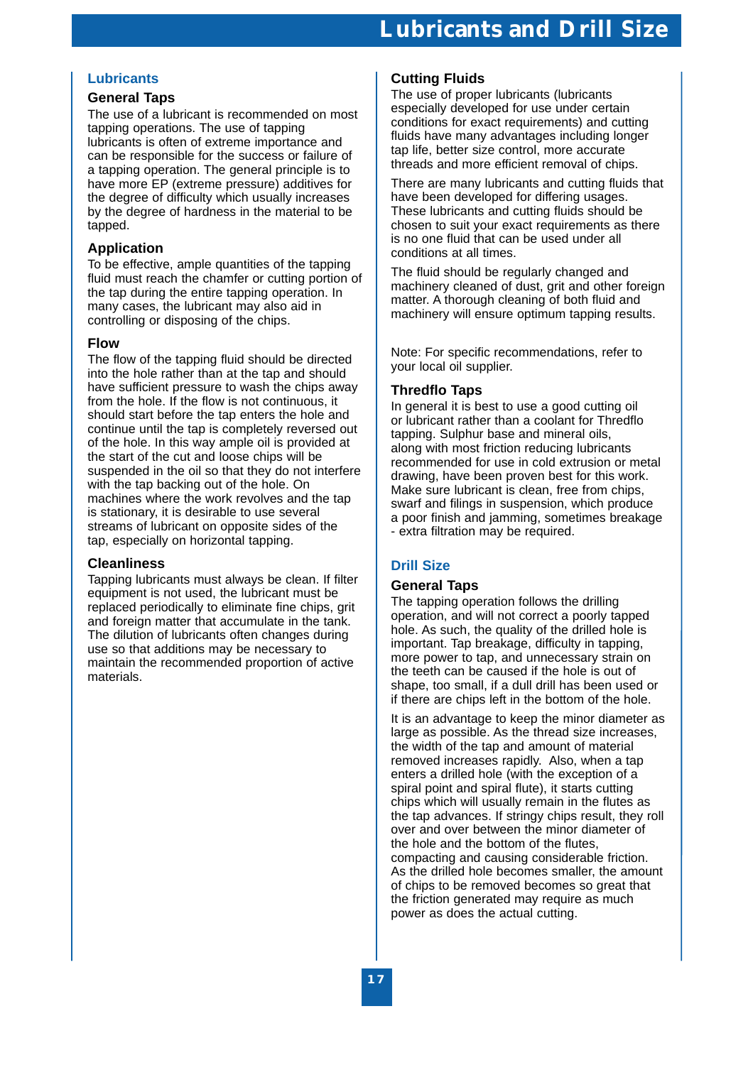# Lubricants and Drill Size

## Lubricants

### General Taps

The use of a lubricant is recommended on most tapping operations. The use of tapping lubricants is often of extreme importance and can be responsible for the success or failure of a tapping operation. The general principle is to have more EP (extreme pressure) additives for the degree of difficulty which usually increases by the degree of hardness in the material to be tapped.

### Application

To be effective, ample quantities of the tapping fluid must reach the chamfer or cutting portion of the tap during the entire tapping operation. In many cases, the lubricant may also aid in controlling or disposing of the chips.

### Flow

The flow of the tapping fluid should be directed into the hole rather than at the tap and should have sufficient pressure to wash the chips away from the hole. If the flow is not continuous, it should start before the tap enters the hole and continue until the tap is completely reversed out of the hole. In this way ample oil is provided at the start of the cut and loose chips will be suspended in the oil so that they do not interfere with the tap backing out of the hole. On machines where the work revolves and the tap is stationary, it is desirable to use several streams of lubricant on opposite sides of the tap, especially on horizontal tapping.

### Cleanliness

Tapping lubricants must always be clean. If filter equipment is not used, the lubricant must be replaced periodically to eliminate fine chips, grit and foreign matter that accumulate in the tank. The dilution of lubricants often changes during use so that additions may be necessary to maintain the recommended proportion of active materials.

### Cutting Fluids

The use of proper lubricants (lubricants especially developed for use under certain conditions for exact requirements) and cutting fluids have many advantages including longer tap life, better size control, more accurate threads and more efficient removal of chips.

There are many lubricants and cutting fluids that have been developed for differing usages. These lubricants and cutting fluids should be chosen to suit your exact requirements as there is no one fluid that can be used under all conditions at all times.

The fluid should be regularly changed and machinery cleaned of dust, grit and other foreign matter. A thorough cleaning of both fluid and machinery will ensure optimum tapping results.

Note: For specific recommendations, refer to your local oil supplier.

### Thredflo Taps

In general it is best to use a good cutting oil or lubricant rather than a coolant for Thredflo tapping. Sulphur base and mineral oils, along with most friction reducing lubricants recommended for use in cold extrusion or metal drawing, have been proven best for this work. Make sure lubricant is clean, free from chips, swarf and filings in suspension, which produce a poor finish and jamming, sometimes breakage - extra filtration may be required.

## Drill Size

### General Taps

The tapping operation follows the drilling operation, and will not correct a poorly tapped hole. As such, the quality of the drilled hole is important. Tap breakage, difficulty in tapping, more power to tap, and unnecessary strain on the teeth can be caused if the hole is out of shape, too small, if a dull drill has been used or if there are chips left in the bottom of the hole.

It is an advantage to keep the minor diameter as large as possible. As the thread size increases, the width of the tap and amount of material removed increases rapidly. Also, when a tap enters a drilled hole (with the exception of a spiral point and spiral flute), it starts cutting chips which will usually remain in the flutes as the tap advances. If stringy chips result, they roll over and over between the minor diameter of the hole and the bottom of the flutes, compacting and causing considerable friction. As the drilled hole becomes smaller, the amount of chips to be removed becomes so great that the friction generated may require as much power as does the actual cutting.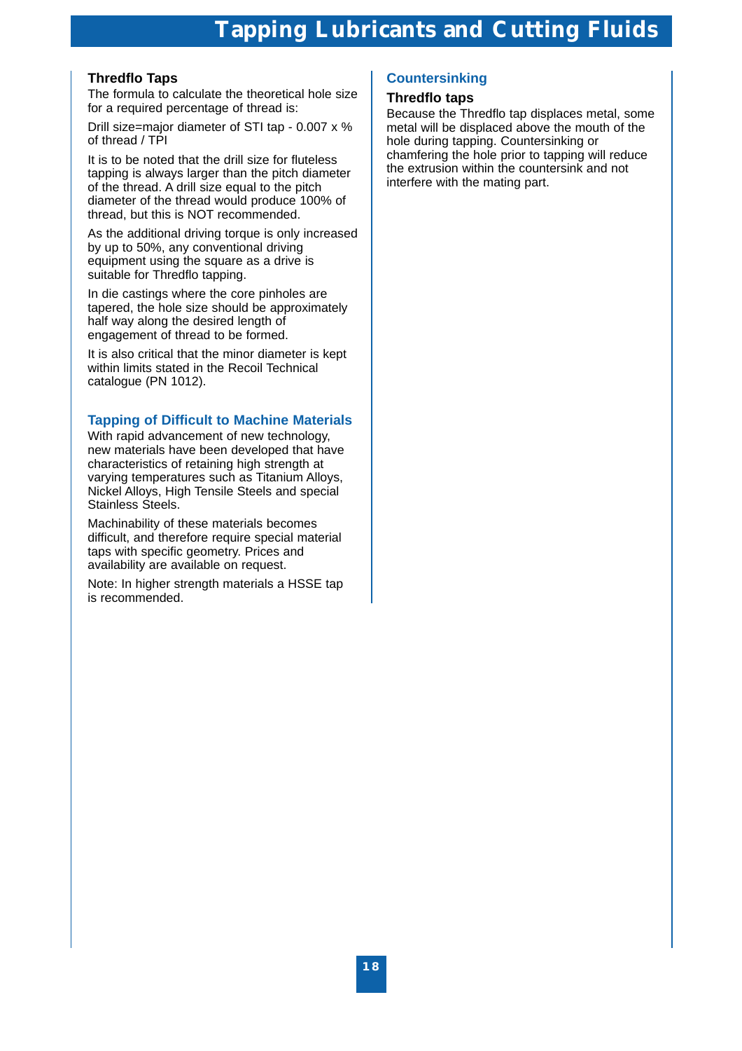## Thredflo Taps

The formula to calculate the theoretical hole size for a required percentage of thread is:

Drill size=major diameter of STI tap - 0.007 x % of thread / TPI

It is to be noted that the drill size for fluteless tapping is always larger than the pitch diameter of the thread. A drill size equal to the pitch diameter of the thread would produce 100% of thread, but this is NOT recommended.

As the additional driving torque is only increased by up to 50%, any conventional driving equipment using the square as a drive is suitable for Thredflo tapping.

In die castings where the core pinholes are tapered, the hole size should be approximately half way along the desired length of engagement of thread to be formed.

It is also critical that the minor diameter is kept within limits stated in the Recoil Technical catalogue (PN 1012).

## Tapping of Difficult to Machine Materials

With rapid advancement of new technology, new materials have been developed that have characteristics of retaining high strength at varying temperatures such as Titanium Alloys, Nickel Alloys, High Tensile Steels and special Stainless Steels.

Machinability of these materials becomes difficult, and therefore require special material taps with specific geometry. Prices and availability are available on request.

Note: In higher strength materials a HSSE tap is recommended.

## Countersinking

### Thredflo taps

Because the Thredflo tap displaces metal, some metal will be displaced above the mouth of the hole during tapping. Countersinking or chamfering the hole prior to tapping will reduce the extrusion within the countersink and not interfere with the mating part.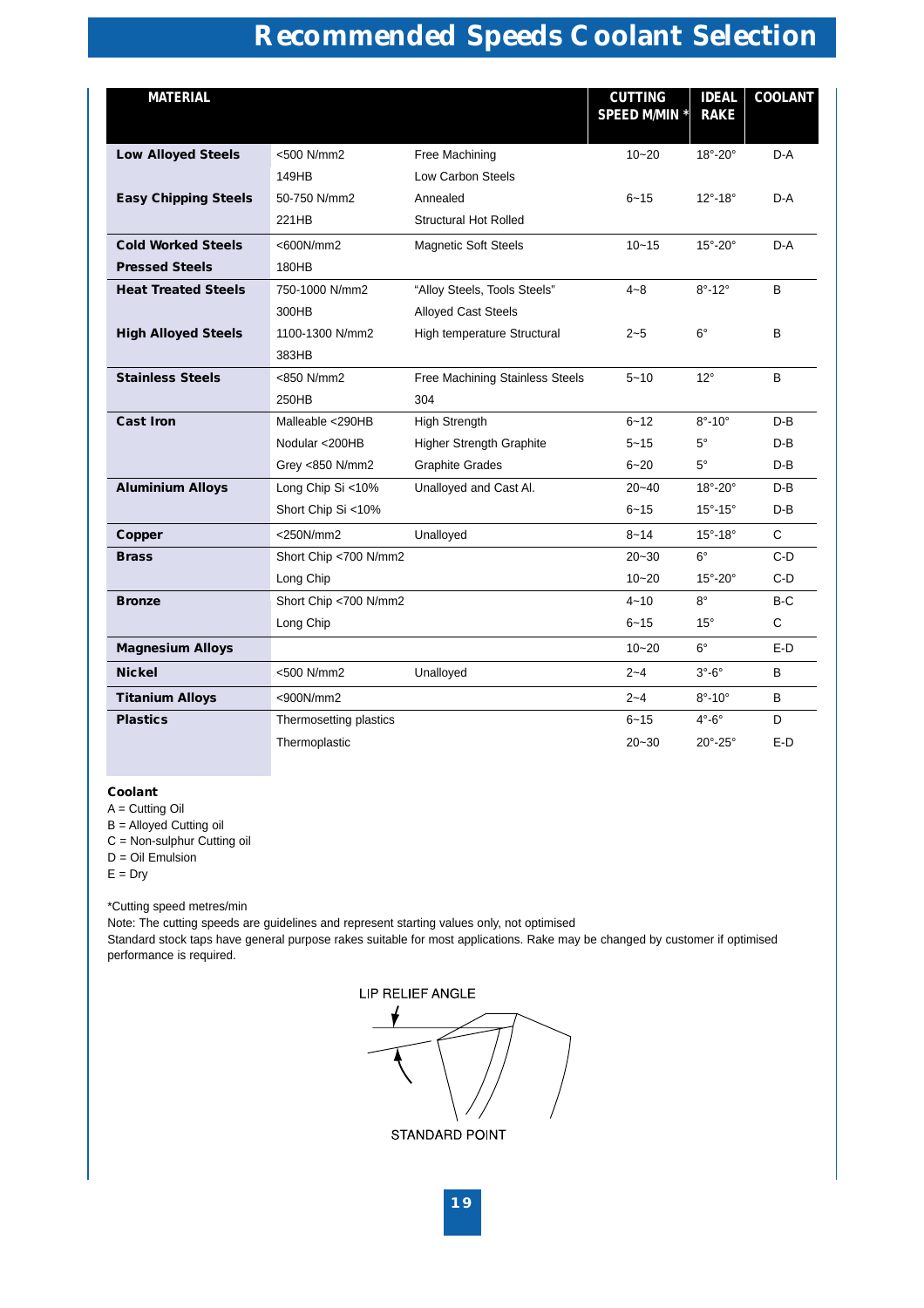# Recommended Speeds Coolant Selection

| MATERIAL | | | CUTTING SPEED M/MIN * | IDEAL RAKE | COOLANT |
|---|---|---|---|---|---|
| **Low Alloyed Steels** | <500 N/mm2 | Free Machining | 10~20 | 18°-20° | D-A |
| | 149HB | Low Carbon Steels | | | |
| **Easy Chipping Steels** | 50-750 N/mm2 | Annealed | 6~15 | 12°-18° | D-A |
| | 221HB | Structural Hot Rolled | | | |
| **Cold Worked Steels** | <600N/mm2 | Magnetic Soft Steels | 10~15 | 15°-20° | D-A |
| **Pressed Steels** | 180HB | | | | |
| **Heat Treated Steels** | 750-1000 N/mm2 | "Alloy Steels, Tools Steels" | 4~8 | 8°-12° | B |
| | 300HB | Alloyed Cast Steels | | | |
| **High Alloyed Steels** | 1100-1300 N/mm2 | High temperature Structural | 2~5 | 6° | B |
| | 383HB | | | | |
| **Stainless Steels** | <850 N/mm2 | Free Machining Stainless Steels | 5~10 | 12° | B |
| | 250HB | 304 | | | |
| **Cast Iron** | Malleable <290HB | High Strength | 6~12 | 8°-10° | D-B |
| | Nodular <200HB | Higher Strength Graphite | 5~15 | 5° | D-B |
| | Grey <850 N/mm2 | Graphite Grades | 6~20 | 5° | D-B |
| **Aluminium Alloys** | Long Chip Si <10% | Unalloyed and Cast Al. | 20~40 | 18°-20° | D-B |
| | Short Chip Si <10% | | 6~15 | 15°-15° | D-B |
| **Copper** | <250N/mm2 | Unalloyed | 8~14 | 15°-18° | C |
| **Brass** | Short Chip <700 N/mm2 | | 20~30 | 6° | C-D |
| | Long Chip | | 10~20 | 15°-20° | C-D |
| **Bronze** | Short Chip <700 N/mm2 | | 4~10 | 8° | B-C |
| | Long Chip | | 6~15 | 15° | C |
| **Magnesium Alloys** | | | 10~20 | 6° | E-D |
| **Nickel** | <500 N/mm2 | Unalloyed | 2~4 | 3°-6° | B |
| **Titanium Alloys** | <900N/mm2 | | 2~4 | 8°-10° | B |
| **Plastics** | Thermosetting plastics | | 6~15 | 4°-6° | D |
| | Thermoplastic | | 20~30 | 20°-25° | E-D |

**Coolant**

A = Cutting Oil
B = Alloyed Cutting oil
C = Non-sulphur Cutting oil
D = Oil Emulsion
E = Dry

*Cutting speed metres/min

Note: The cutting speeds are guidelines and represent starting values only, not optimised

Standard stock taps have general purpose rakes suitable for most applications. Rake may be changed by customer if optimised performance is required.

LIP RELIEF ANGLE

STANDARD POINT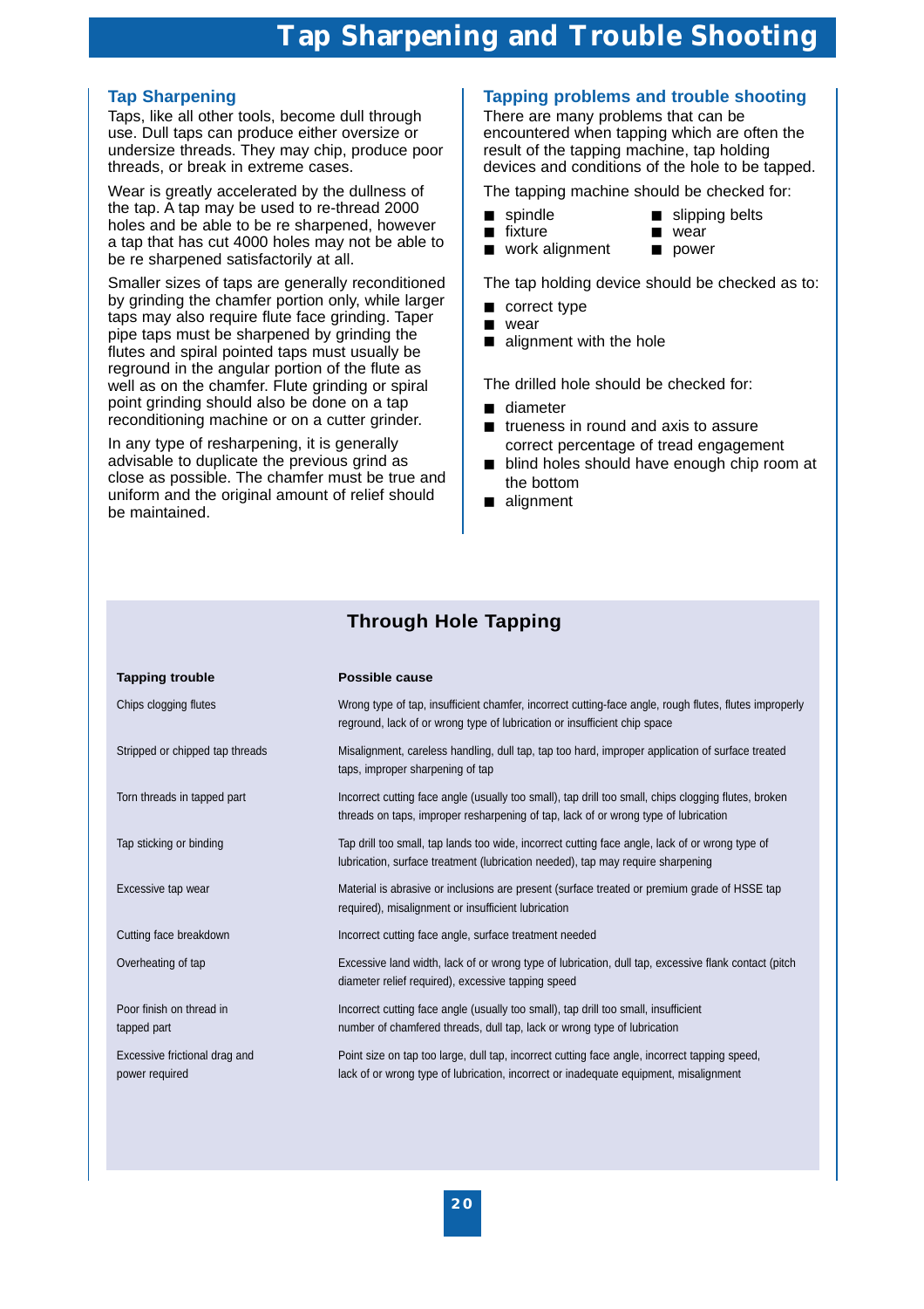# Tap Sharpening and Trouble Shooting

## Tap Sharpening

Taps, like all other tools, become dull through use. Dull taps can produce either oversize or undersize threads. They may chip, produce poor threads, or break in extreme cases.

Wear is greatly accelerated by the dullness of the tap. A tap may be used to re-thread 2000 holes and be able to be re sharpened, however a tap that has cut 4000 holes may not be able to be re sharpened satisfactorily at all.

Smaller sizes of taps are generally reconditioned by grinding the chamfer portion only, while larger taps may also require flute face grinding. Taper pipe taps must be sharpened by grinding the flutes and spiral pointed taps must usually be reground in the angular portion of the flute as well as on the chamfer. Flute grinding or spiral point grinding should also be done on a tap reconditioning machine or on a cutter grinder.

In any type of resharpening, it is generally advisable to duplicate the previous grind as close as possible. The chamfer must be true and uniform and the original amount of relief should be maintained.

## Tapping problems and trouble shooting

There are many problems that can be encountered when tapping which are often the result of the tapping machine, tap holding devices and conditions of the hole to be tapped.

The tapping machine should be checked for:

- spindle
- fixture
- work alignment
- slipping belts
- wear
- power

The tap holding device should be checked as to:

- correct type
- wear
- alignment with the hole

The drilled hole should be checked for:

- diameter
- trueness in round and axis to assure correct percentage of tread engagement
- blind holes should have enough chip room at the bottom
- alignment

## Through Hole Tapping

| Tapping trouble | Possible cause |
|---|---|
| Chips clogging flutes | Wrong type of tap, insufficient chamfer, incorrect cutting-face angle, rough flutes, flutes improperly reground, lack of or wrong type of lubrication or insufficient chip space |
| Stripped or chipped tap threads | Misalignment, careless handling, dull tap, tap too hard, improper application of surface treated taps, improper sharpening of tap |
| Torn threads in tapped part | Incorrect cutting face angle (usually too small), tap drill too small, chips clogging flutes, broken threads on taps, improper resharpening of tap, lack of or wrong type of lubrication |
| Tap sticking or binding | Tap drill too small, tap lands too wide, incorrect cutting face angle, lack of or wrong type of lubrication, surface treatment (lubrication needed), tap may require sharpening |
| Excessive tap wear | Material is abrasive or inclusions are present (surface treated or premium grade of HSSE tap required), misalignment or insufficient lubrication |
| Cutting face breakdown | Incorrect cutting face angle, surface treatment needed |
| Overheating of tap | Excessive land width, lack of or wrong type of lubrication, dull tap, excessive flank contact (pitch diameter relief required), excessive tapping speed |
| Poor finish on thread in tapped part | Incorrect cutting face angle (usually too small), tap drill too small, insufficient number of chamfered threads, dull tap, lack or wrong type of lubrication |
| Excessive frictional drag and power required | Point size on tap too large, dull tap, incorrect cutting face angle, incorrect tapping speed, lack of or wrong type of lubrication, incorrect or inadequate equipment, misalignment |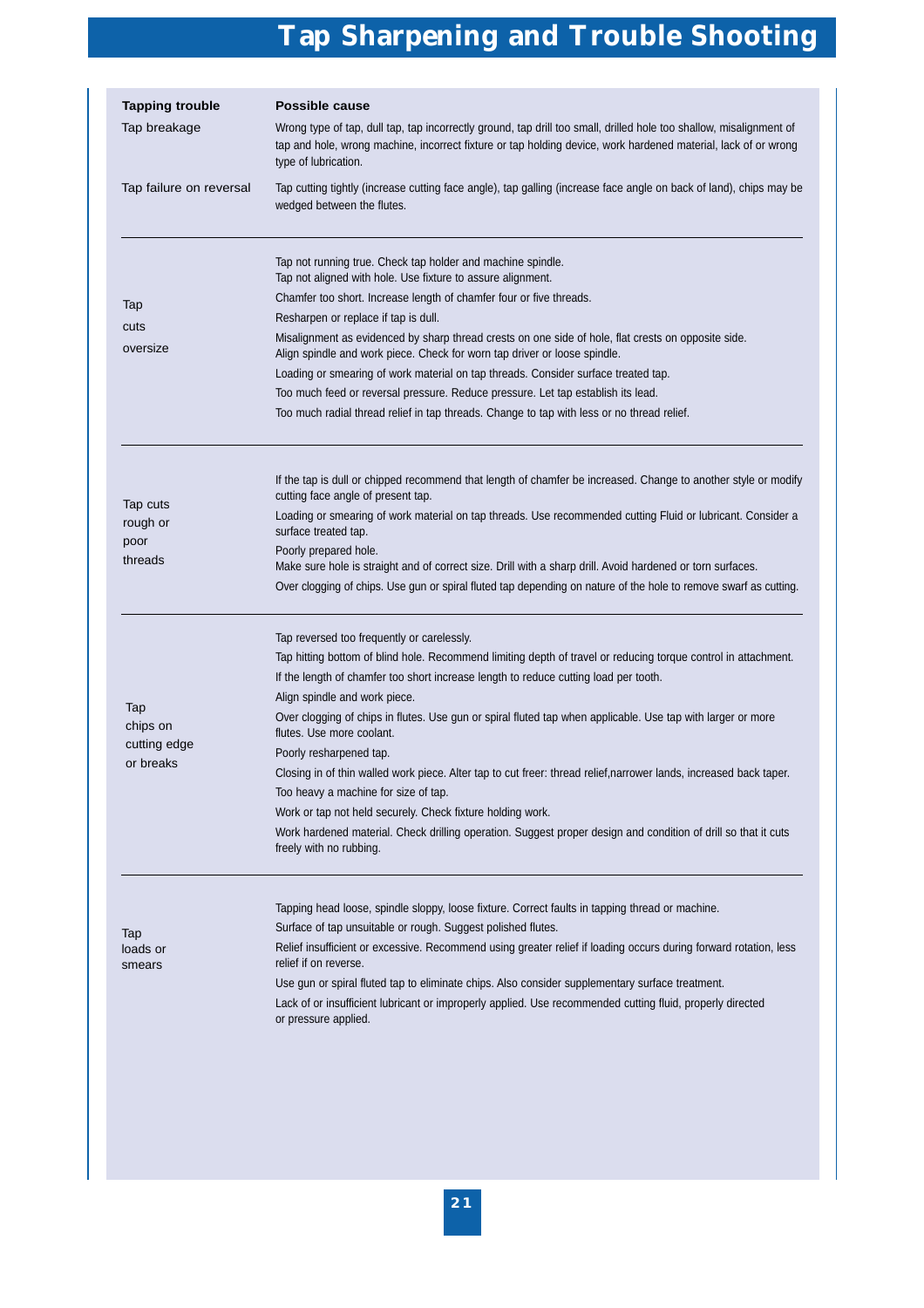# Tap Sharpening and Trouble Shooting

| Tapping trouble | Possible cause |
|---|---|
| Tap breakage | Wrong type of tap, dull tap, tap incorrectly ground, tap drill too small, drilled hole too shallow, misalignment of tap and hole, wrong machine, incorrect fixture or tap holding device, work hardened material, lack of or wrong type of lubrication. |
| Tap failure on reversal | Tap cutting tightly (increase cutting face angle), tap galling (increase face angle on back of land), chips may be wedged between the flutes. |
| Tap cuts oversize | Tap not running true. Check tap holder and machine spindle.<br>Tap not aligned with hole. Use fixture to assure alignment.<br>Chamfer too short. Increase length of chamfer four or five threads.<br>Resharpen or replace if tap is dull.<br>Misalignment as evidenced by sharp thread crests on one side of hole, flat crests on opposite side. Align spindle and work piece. Check for worn tap driver or loose spindle.<br>Loading or smearing of work material on tap threads. Consider surface treated tap.<br>Too much feed or reversal pressure. Reduce pressure. Let tap establish its lead.<br>Too much radial thread relief in tap threads. Change to tap with less or no thread relief. |
| Tap cuts rough or poor threads | If the tap is dull or chipped recommend that length of chamfer be increased. Change to another style or modify cutting face angle of present tap.<br>Loading or smearing of work material on tap threads. Use recommended cutting Fluid or lubricant. Consider a surface treated tap.<br>Poorly prepared hole.<br>Make sure hole is straight and of correct size. Drill with a sharp drill. Avoid hardened or torn surfaces.<br>Over clogging of chips. Use gun or spiral fluted tap depending on nature of the hole to remove swarf as cutting. |
| Tap chips on cutting edge or breaks | Tap reversed too frequently or carelessly.<br>Tap hitting bottom of blind hole. Recommend limiting depth of travel or reducing torque control in attachment.<br>If the length of chamfer too short increase length to reduce cutting load per tooth.<br>Align spindle and work piece.<br>Over clogging of chips in flutes. Use gun or spiral fluted tap when applicable. Use tap with larger or more flutes. Use more coolant.<br>Poorly resharpened tap.<br>Closing in of thin walled work piece. Alter tap to cut freer: thread relief,narrower lands, increased back taper.<br>Too heavy a machine for size of tap.<br>Work or tap not held securely. Check fixture holding work.<br>Work hardened material. Check drilling operation. Suggest proper design and condition of drill so that it cuts freely with no rubbing. |
| Tap loads or smears | Tapping head loose, spindle sloppy, loose fixture. Correct faults in tapping thread or machine.<br>Surface of tap unsuitable or rough. Suggest polished flutes.<br>Relief insufficient or excessive. Recommend using greater relief if loading occurs during forward rotation, less relief if on reverse.<br>Use gun or spiral fluted tap to eliminate chips. Also consider supplementary surface treatment.<br>Lack of or insufficient lubricant or improperly applied. Use recommended cutting fluid, properly directed or pressure applied. |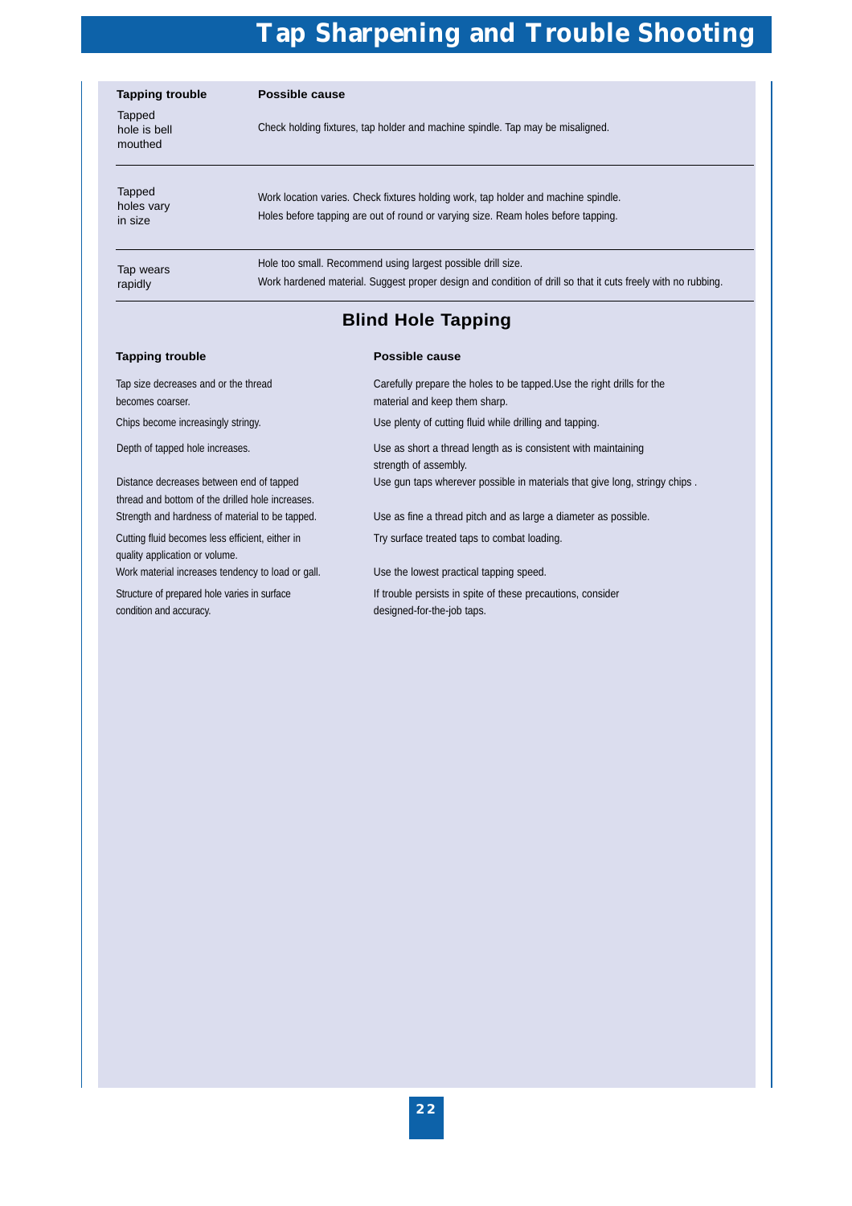# Tap Sharpening and Trouble Shooting

| Tapping trouble | Possible cause |
|---|---|
| Tapped hole is bell mouthed | Check holding fixtures, tap holder and machine spindle. Tap may be misaligned. |
| Tapped holes vary in size | Work location varies. Check fixtures holding work, tap holder and machine spindle.<br>Holes before tapping are out of round or varying size. Ream holes before tapping. |
| Tap wears rapidly | Hole too small. Recommend using largest possible drill size.<br>Work hardened material. Suggest proper design and condition of drill so that it cuts freely with no rubbing. |

## Blind Hole Tapping

| Tapping trouble | Possible cause |
|---|---|
| Tap size decreases and or the thread becomes coarser. | Carefully prepare the holes to be tapped.Use the right drills for the material and keep them sharp. |
| Chips become increasingly stringy. | Use plenty of cutting fluid while drilling and tapping. |
| Depth of tapped hole increases. | Use as short a thread length as is consistent with maintaining strength of assembly. |
| Distance decreases between end of tapped thread and bottom of the drilled hole increases. | Use gun taps wherever possible in materials that give long, stringy chips . |
| Strength and hardness of material to be tapped. | Use as fine a thread pitch and as large a diameter as possible. |
| Cutting fluid becomes less efficient, either in quality application or volume. | Try surface treated taps to combat loading. |
| Work material increases tendency to load or gall. | Use the lowest practical tapping speed. |
| Structure of prepared hole varies in surface condition and accuracy. | If trouble persists in spite of these precautions, consider designed-for-the-job taps. |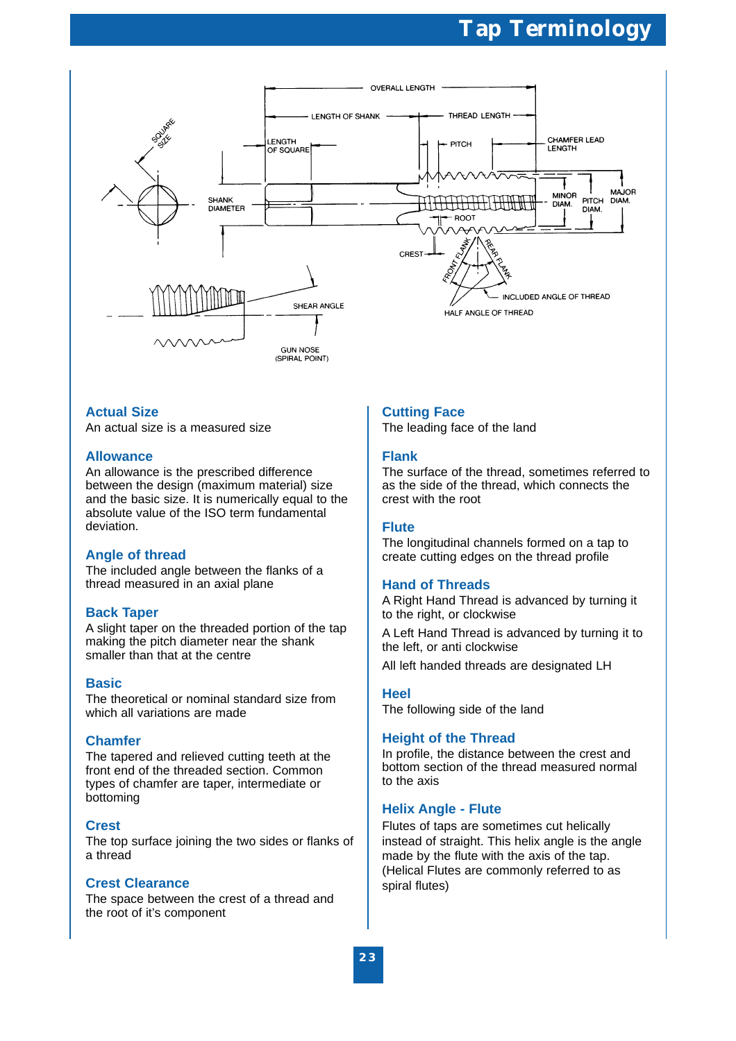# Tap Terminology

### Actual Size
An actual size is a measured size

### Allowance
An allowance is the prescribed difference between the design (maximum material) size and the basic size. It is numerically equal to the absolute value of the ISO term fundamental deviation.

### Angle of thread
The included angle between the flanks of a thread measured in an axial plane

### Back Taper
A slight taper on the threaded portion of the tap making the pitch diameter near the shank smaller than that at the centre

### Basic
The theoretical or nominal standard size from which all variations are made

### Chamfer
The tapered and relieved cutting teeth at the front end of the threaded section. Common types of chamfer are taper, intermediate or bottoming

### Crest
The top surface joining the two sides or flanks of a thread

### Crest Clearance
The space between the crest of a thread and the root of it's component

### Cutting Face
The leading face of the land

### Flank
The surface of the thread, sometimes referred to as the side of the thread, which connects the crest with the root

### Flute
The longitudinal channels formed on a tap to create cutting edges on the thread profile

### Hand of Threads
A Right Hand Thread is advanced by turning it to the right, or clockwise

A Left Hand Thread is advanced by turning it to the left, or anti clockwise

All left handed threads are designated LH

### Heel
The following side of the land

### Height of the Thread
In profile, the distance between the crest and bottom section of the thread measured normal to the axis

### Helix Angle - Flute
Flutes of taps are sometimes cut helically instead of straight. This helix angle is the angle made by the flute with the axis of the tap. (Helical Flutes are commonly referred to as spiral flutes)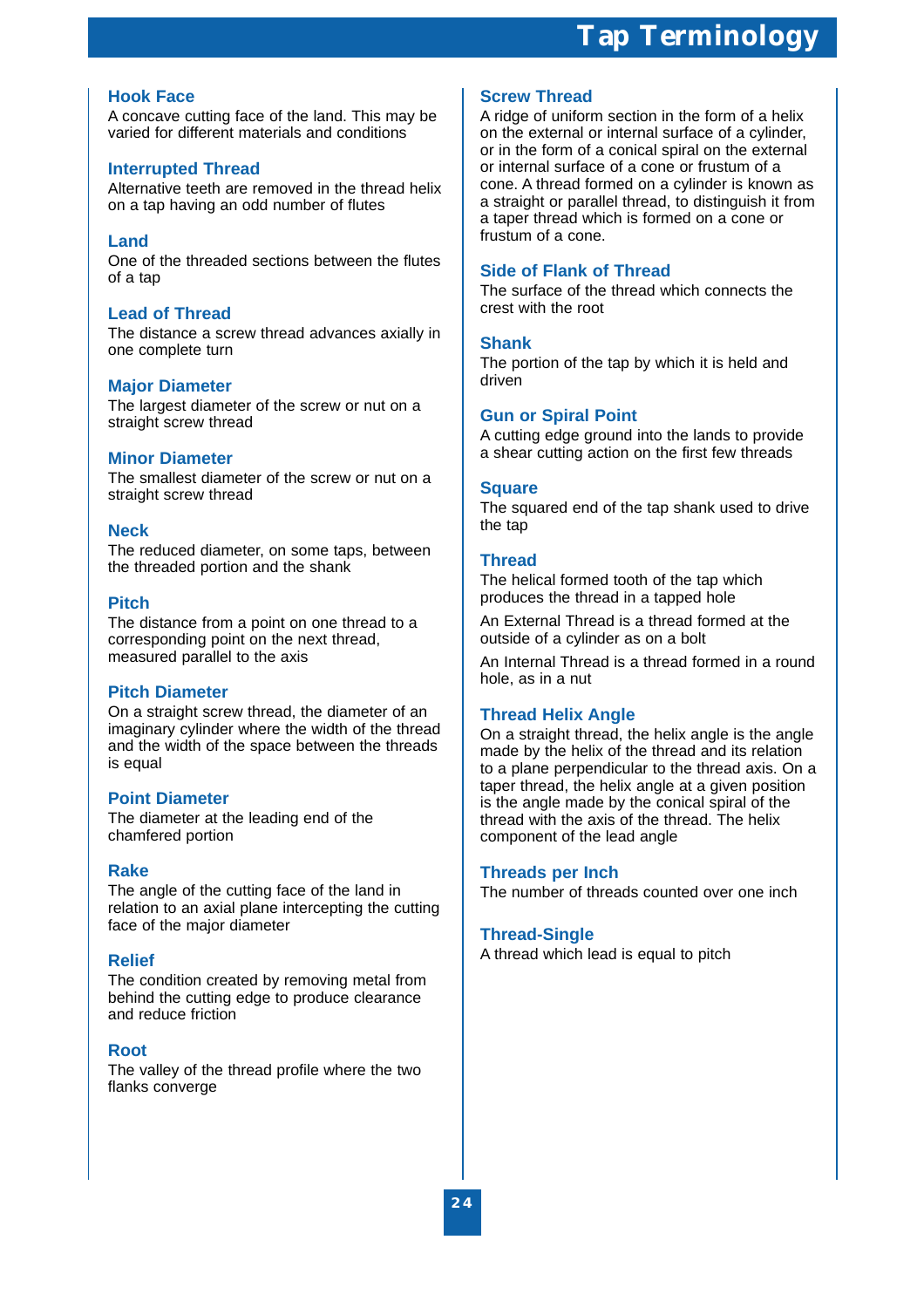# Tap Terminology

## Hook Face
A concave cutting face of the land. This may be varied for different materials and conditions

## Interrupted Thread
Alternative teeth are removed in the thread helix on a tap having an odd number of flutes

## Land
One of the threaded sections between the flutes of a tap

## Lead of Thread
The distance a screw thread advances axially in one complete turn

## Major Diameter
The largest diameter of the screw or nut on a straight screw thread

## Minor Diameter
The smallest diameter of the screw or nut on a straight screw thread

## Neck
The reduced diameter, on some taps, between the threaded portion and the shank

## Pitch
The distance from a point on one thread to a corresponding point on the next thread, measured parallel to the axis

## Pitch Diameter
On a straight screw thread, the diameter of an imaginary cylinder where the width of the thread and the width of the space between the threads is equal

## Point Diameter
The diameter at the leading end of the chamfered portion

## Rake
The angle of the cutting face of the land in relation to an axial plane intercepting the cutting face of the major diameter

## Relief
The condition created by removing metal from behind the cutting edge to produce clearance and reduce friction

## Root
The valley of the thread profile where the two flanks converge

## Screw Thread
A ridge of uniform section in the form of a helix on the external or internal surface of a cylinder, or in the form of a conical spiral on the external or internal surface of a cone or frustum of a cone. A thread formed on a cylinder is known as a straight or parallel thread, to distinguish it from a taper thread which is formed on a cone or frustum of a cone.

## Side of Flank of Thread
The surface of the thread which connects the crest with the root

## Shank
The portion of the tap by which it is held and driven

## Gun or Spiral Point
A cutting edge ground into the lands to provide a shear cutting action on the first few threads

## Square
The squared end of the tap shank used to drive the tap

## Thread
The helical formed tooth of the tap which produces the thread in a tapped hole

An External Thread is a thread formed at the outside of a cylinder as on a bolt

An Internal Thread is a thread formed in a round hole, as in a nut

## Thread Helix Angle
On a straight thread, the helix angle is the angle made by the helix of the thread and its relation to a plane perpendicular to the thread axis. On a taper thread, the helix angle at a given position is the angle made by the conical spiral of the thread with the axis of the thread. The helix component of the lead angle

## Threads per Inch
The number of threads counted over one inch

## Thread-Single
A thread which lead is equal to pitch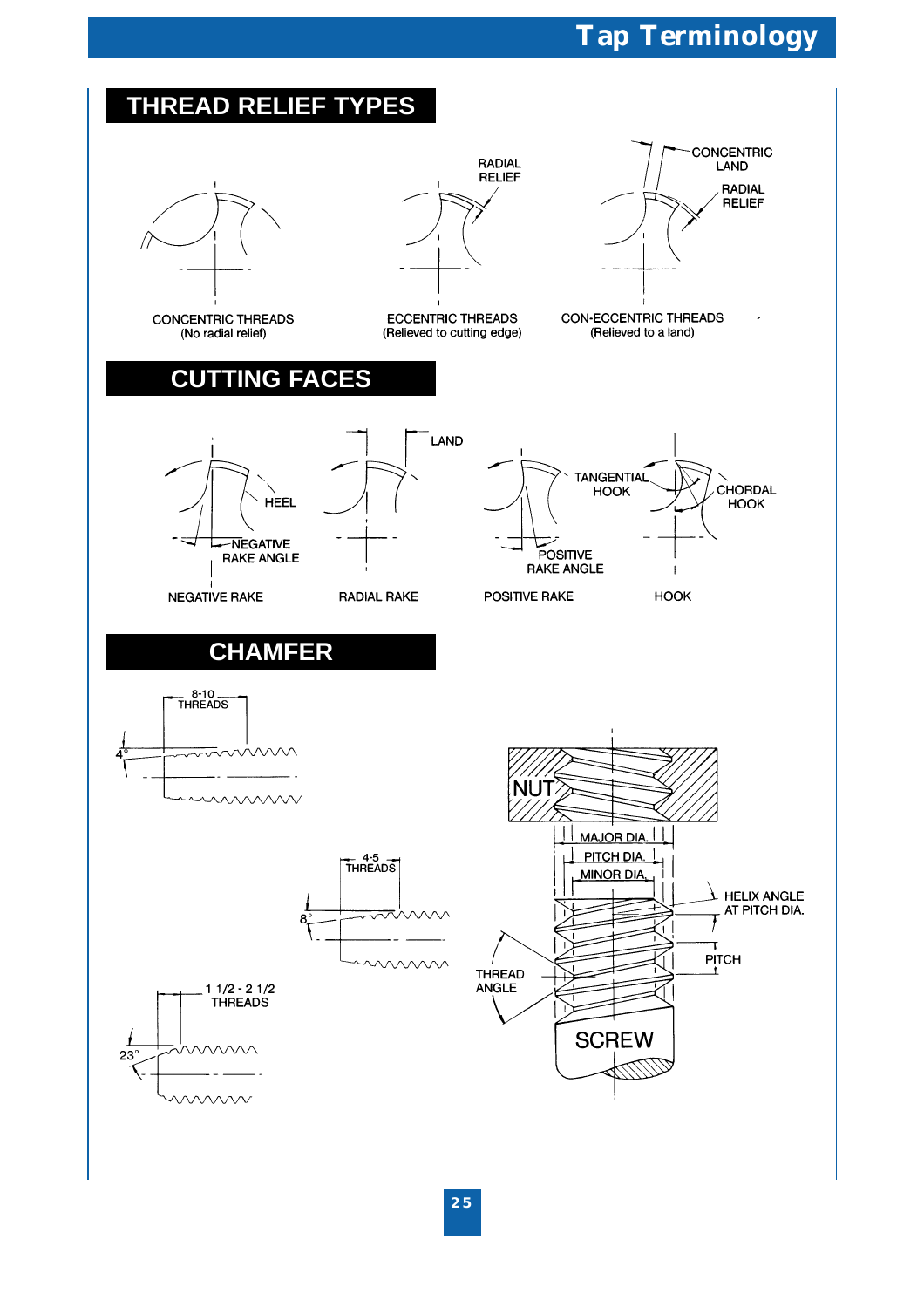# Tap Terminology

## THREAD RELIEF TYPES

RADIAL RELIEF

CONCENTRIC LAND

RADIAL RELIEF

CONCENTRIC THREADS
(No radial relief)

ECCENTRIC THREADS
(Relieved to cutting edge)

CON-ECCENTRIC THREADS
(Relieved to a land)

## CUTTING FACES

LAND

HEEL

NEGATIVE RAKE ANGLE

TANGENTIAL HOOK

CHORDAL HOOK

POSITIVE RAKE ANGLE

NEGATIVE RAKE

RADIAL RAKE

POSITIVE RAKE

HOOK

## CHAMFER

8-10 THREADS

4°

4-5 THREADS

8°

1 1/2 - 2 1/2 THREADS

23°

NUT

MAJOR DIA.

PITCH DIA.

MINOR DIA.

HELIX ANGLE AT PITCH DIA.

PITCH

THREAD ANGLE

SCREW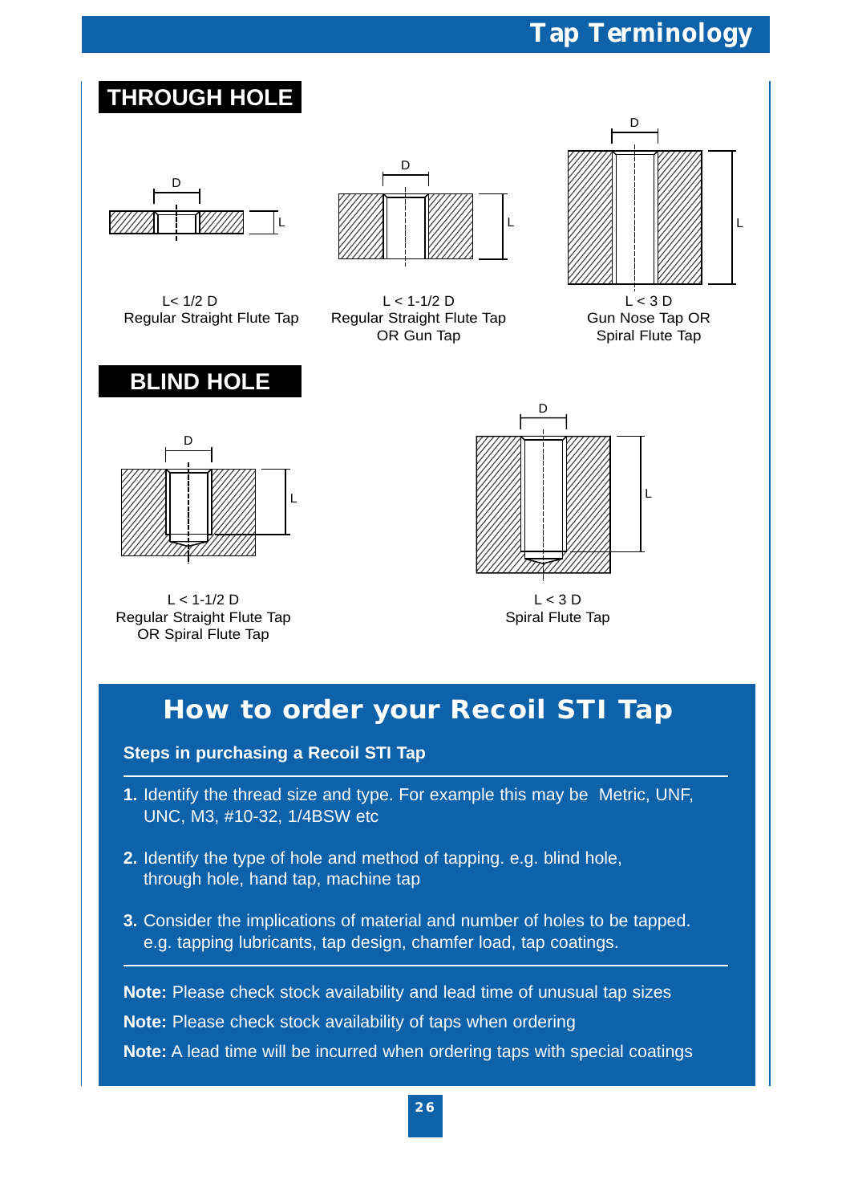# Tap Terminology

## THROUGH HOLE

L< 1/2 D
Regular Straight Flute Tap

L < 1-1/2 D
Regular Straight Flute Tap
OR Gun Tap

L < 3 D
Gun Nose Tap OR
Spiral Flute Tap

## BLIND HOLE

L < 1-1/2 D
Regular Straight Flute Tap
OR Spiral Flute Tap

L < 3 D
Spiral Flute Tap

## How to order your Recoil STI Tap

**Steps in purchasing a Recoil STI Tap**

**1.** Identify the thread size and type. For example this may be Metric, UNF, UNC, M3, #10-32, 1/4BSW etc

**2.** Identify the type of hole and method of tapping. e.g. blind hole, through hole, hand tap, machine tap

**3.** Consider the implications of material and number of holes to be tapped. e.g. tapping lubricants, tap design, chamfer load, tap coatings.

**Note:** Please check stock availability and lead time of unusual tap sizes

**Note:** Please check stock availability of taps when ordering

**Note:** A lead time will be incurred when ordering taps with special coatings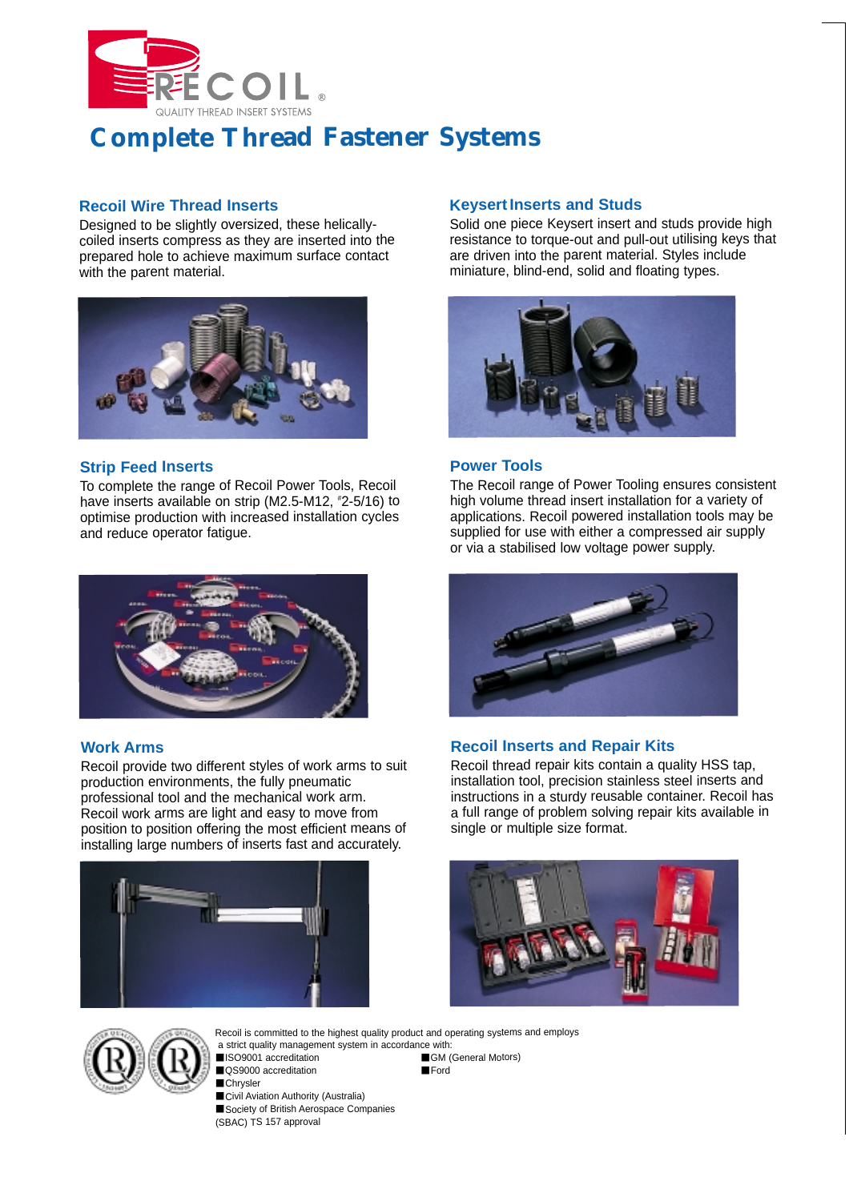# Complete Thread Fastener Systems

## Recoil Wire Thread Inserts

Designed to be slightly oversized, these helically-coiled inserts compress as they are inserted into the prepared hole to achieve maximum surface contact with the parent material.

## Keysert Inserts and Studs

Solid one piece Keysert insert and studs provide high resistance to torque-out and pull-out utilising keys that are driven into the parent material. Styles include miniature, blind-end, solid and floating types.

## Strip Feed Inserts

To complete the range of Recoil Power Tools, Recoil have inserts available on strip (M2.5-M12, #2-5/16) to optimise production with increased installation cycles and reduce operator fatigue.

## Power Tools

The Recoil range of Power Tooling ensures consistent high volume thread insert installation for a variety of applications. Recoil powered installation tools may be supplied for use with either a compressed air supply or via a stabilised low voltage power supply.

## Work Arms

Recoil provide two different styles of work arms to suit production environments, the fully pneumatic professional tool and the mechanical work arm. Recoil work arms are light and easy to move from position to position offering the most efficient means of installing large numbers of inserts fast and accurately.

## Recoil Inserts and Repair Kits

Recoil thread repair kits contain a quality HSS tap, installation tool, precision stainless steel inserts and instructions in a sturdy reusable container. Recoil has a full range of problem solving repair kits available in single or multiple size format.

Recoil is committed to the highest quality product and operating systems and employs a strict quality management system in accordance with:

- ISO9001 accreditation
- QS9000 accreditation
- Chrysler
- Civil Aviation Authority (Australia)
- Society of British Aerospace Companies (SBAC) TS 157 approval
- GM (General Motors)
- Ford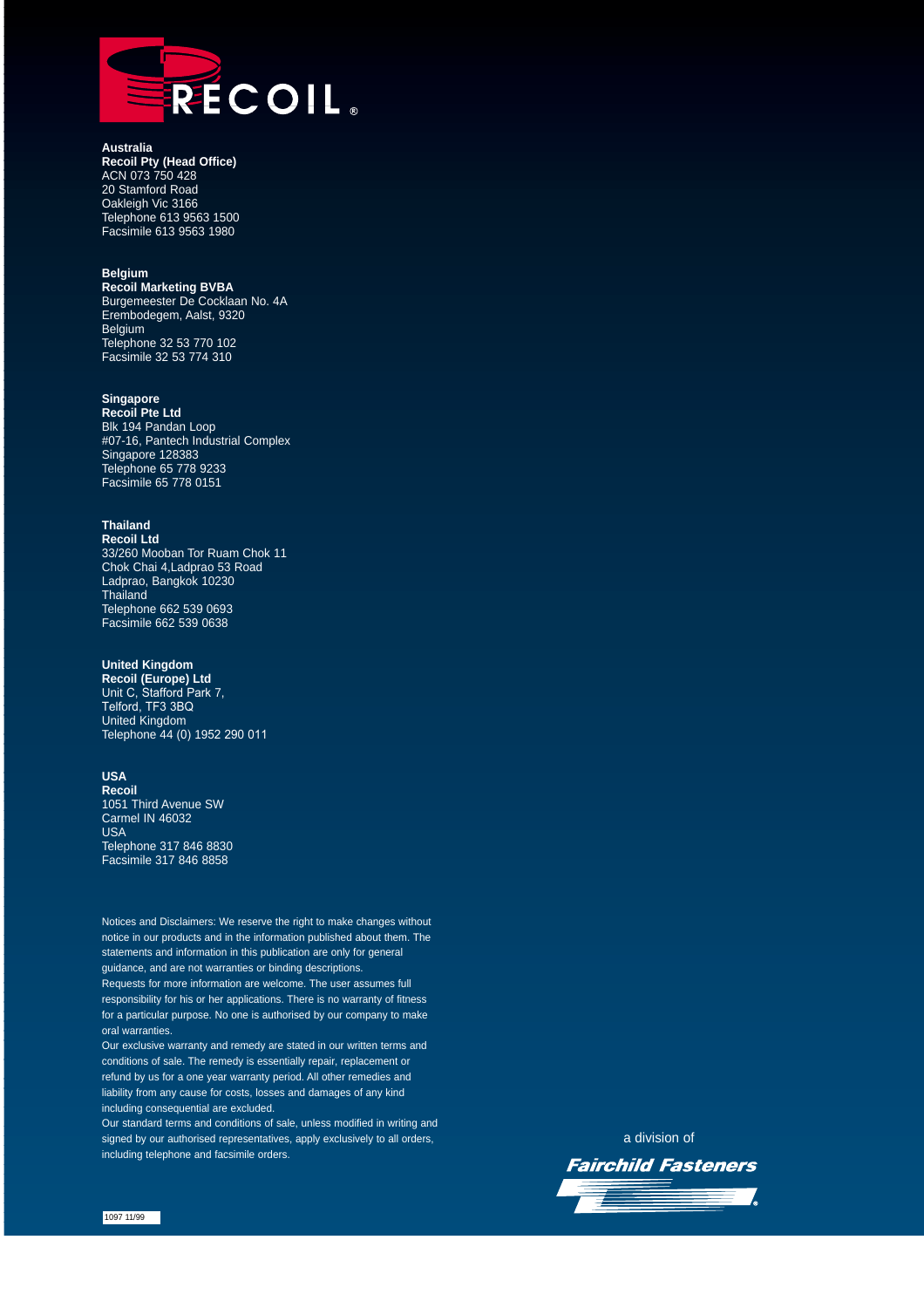RECOIL®

**Australia**
**Recoil Pty (Head Office)**
ACN 073 750 428
20 Stamford Road
Oakleigh Vic 3166
Telephone 613 9563 1500
Facsimile 613 9563 1980

**Belgium**
**Recoil Marketing BVBA**
Burgemeester De Cocklaan No. 4A
Erembodegem, Aalst, 9320
Belgium
Telephone 32 53 770 102
Facsimile 32 53 774 310

**Singapore**
**Recoil Pte Ltd**
Blk 194 Pandan Loop
#07-16, Pantech Industrial Complex
Singapore 128383
Telephone 65 778 9233
Facsimile 65 778 0151

**Thailand**
**Recoil Ltd**
33/260 Mooban Tor Ruam Chok 11
Chok Chai 4,Ladprao 53 Road
Ladprao, Bangkok 10230
Thailand
Telephone 662 539 0693
Facsimile 662 539 0638

**United Kingdom**
**Recoil (Europe) Ltd**
Unit C, Stafford Park 7,
Telford, TF3 3BQ
United Kingdom
Telephone 44 (0) 1952 290 011

**USA**
**Recoil**
1051 Third Avenue SW
Carmel IN 46032
USA
Telephone 317 846 8830
Facsimile 317 846 8858

Notices and Disclaimers: We reserve the right to make changes without notice in our products and in the information published about them. The statements and information in this publication are only for general guidance, and are not warranties or binding descriptions.
Requests for more information are welcome. The user assumes full responsibility for his or her applications. There is no warranty of fitness for a particular purpose. No one is authorised by our company to make oral warranties.
Our exclusive warranty and remedy are stated in our written terms and conditions of sale. The remedy is essentially repair, replacement or refund by us for a one year warranty period. All other remedies and liability from any cause for costs, losses and damages of any kind including consequential are excluded.
Our standard terms and conditions of sale, unless modified in writing and signed by our authorised representatives, apply exclusively to all orders, including telephone and facsimile orders.

a division of

*Fairchild Fasteners*

1097 11/99